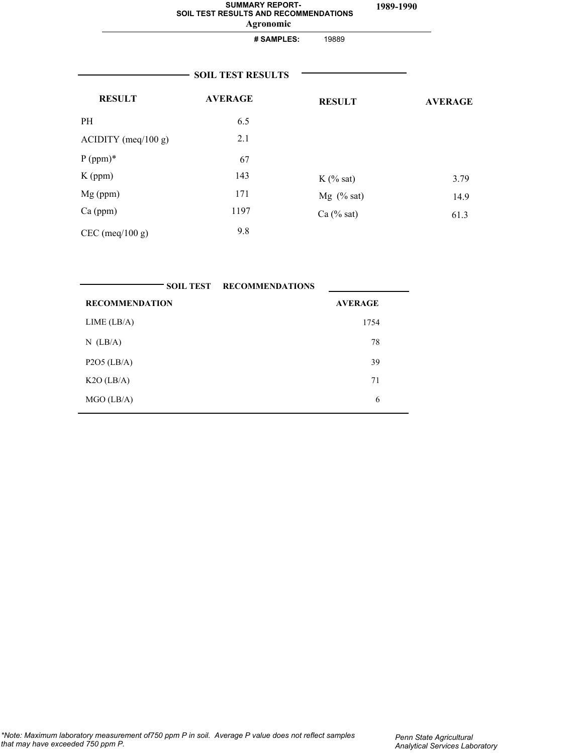# SUMMARY REPORT- SOIL TEST RESULTS AND RECOMMENDATIONS

**Agronomic**

**1989-1990**

**# SAMPLES:** 19889

## SOIL TEST RESULTS

| RESULT | AVERAGE | RESULT | AVERAGE |
|---|---|---|---|
| PH | 6.5 | | |
| ACIDITY (meq/100 g) | 2.1 | | |
| P (ppm)* | 67 | | |
| K (ppm) | 143 | K (% sat) | 3.79 |
| Mg (ppm) | 171 | Mg (% sat) | 14.9 |
| Ca (ppm) | 1197 | Ca (% sat) | 61.3 |
| CEC (meq/100 g) | 9.8 | | |

## SOIL TEST RECOMMENDATIONS

| RECOMMENDATION | AVERAGE |
|---|---|
| LIME (LB/A) | 1754 |
| N (LB/A) | 78 |
| P2O5 (LB/A) | 39 |
| K2O (LB/A) | 71 |
| MGO (LB/A) | 6 |

*\*Note: Maximum laboratory measurement of750 ppm P in soil. Average P value does not reflect samples that may have exceeded 750 ppm P.*

*Penn State Agricultural Analytical Services Laboratory*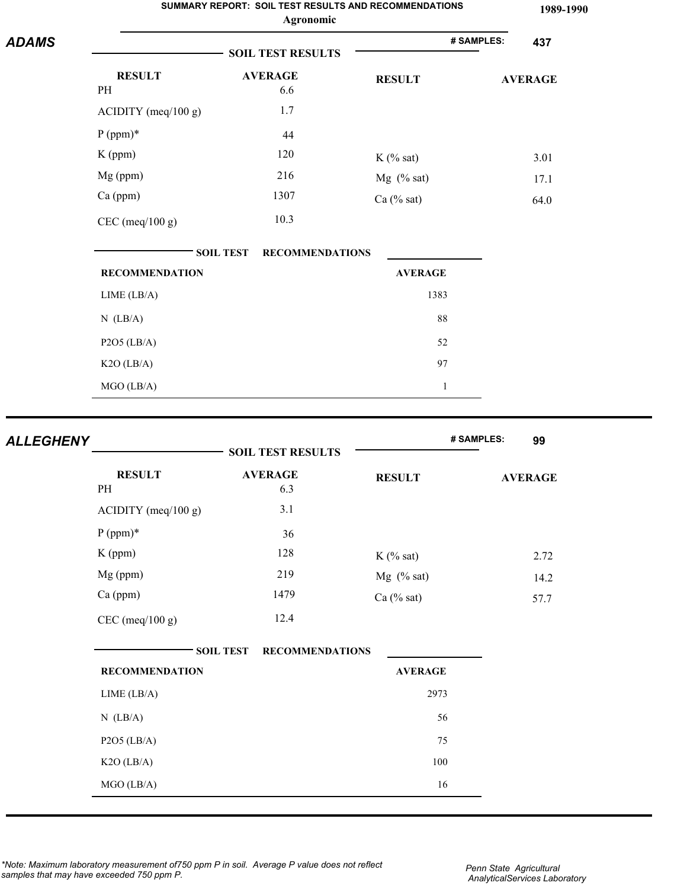**SUMMARY REPORT: SOIL TEST RESULTS AND RECOMMENDATIONS** **1989-1990**

**Agronomic**

## ADAMS

**# SAMPLES: 437**

### SOIL TEST RESULTS

| RESULT | AVERAGE | RESULT | AVERAGE |
|---|---|---|---|
| PH | 6.6 | | |
| ACIDITY (meq/100 g) | 1.7 | | |
| P (ppm)* | 44 | | |
| K (ppm) | 120 | K (% sat) | 3.01 |
| Mg (ppm) | 216 | Mg (% sat) | 17.1 |
| Ca (ppm) | 1307 | Ca (% sat) | 64.0 |
| CEC (meq/100 g) | 10.3 | | |

### SOIL TEST RECOMMENDATIONS

| RECOMMENDATION | AVERAGE |
|---|---|
| LIME (LB/A) | 1383 |
| N (LB/A) | 88 |
| P2O5 (LB/A) | 52 |
| K2O (LB/A) | 97 |
| MGO (LB/A) | 1 |

## ALLEGHENY

**# SAMPLES: 99**

### SOIL TEST RESULTS

| RESULT | AVERAGE | RESULT | AVERAGE |
|---|---|---|---|
| PH | 6.3 | | |
| ACIDITY (meq/100 g) | 3.1 | | |
| P (ppm)* | 36 | | |
| K (ppm) | 128 | K (% sat) | 2.72 |
| Mg (ppm) | 219 | Mg (% sat) | 14.2 |
| Ca (ppm) | 1479 | Ca (% sat) | 57.7 |
| CEC (meq/100 g) | 12.4 | | |

### SOIL TEST RECOMMENDATIONS

| RECOMMENDATION | AVERAGE |
|---|---|
| LIME (LB/A) | 2973 |
| N (LB/A) | 56 |
| P2O5 (LB/A) | 75 |
| K2O (LB/A) | 100 |
| MGO (LB/A) | 16 |

*\*Note: Maximum laboratory measurement of750 ppm P in soil. Average P value does not reflect samples that may have exceeded 750 ppm P.*

*Penn State Agricultural AnalyticalServices Laboratory*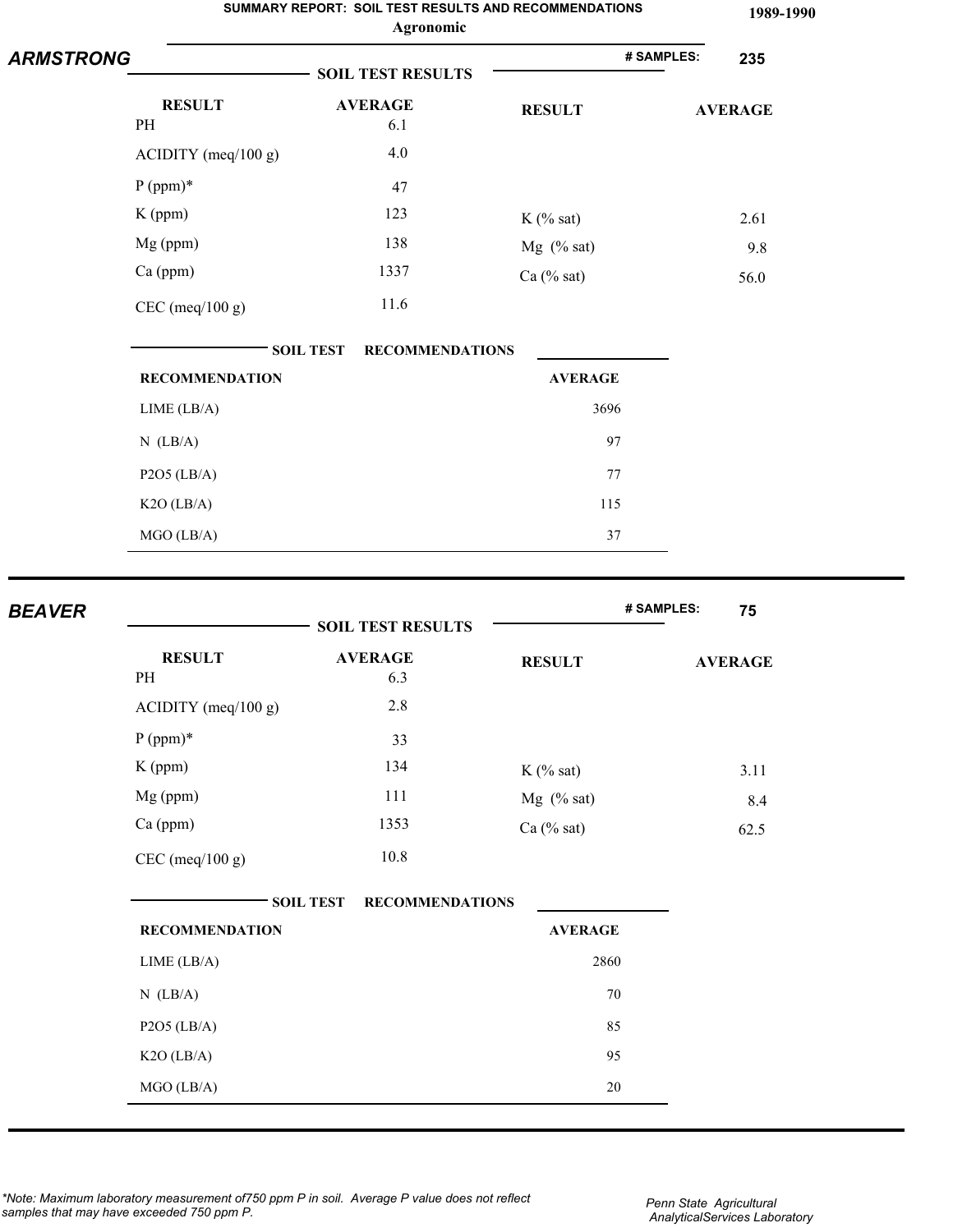**SUMMARY REPORT: SOIL TEST RESULTS AND RECOMMENDATIONS** 1989-1990

**Agronomic**

## ARMSTRONG

**# SAMPLES:** 235

### SOIL TEST RESULTS

| RESULT | AVERAGE | RESULT | AVERAGE |
|---|---|---|---|
| PH | 6.1 | | |
| ACIDITY (meq/100 g) | 4.0 | | |
| P (ppm)* | 47 | | |
| K (ppm) | 123 | K (% sat) | 2.61 |
| Mg (ppm) | 138 | Mg (% sat) | 9.8 |
| Ca (ppm) | 1337 | Ca (% sat) | 56.0 |
| CEC (meq/100 g) | 11.6 | | |

### SOIL TEST RECOMMENDATIONS

| RECOMMENDATION | AVERAGE |
|---|---|
| LIME (LB/A) | 3696 |
| N (LB/A) | 97 |
| P2O5 (LB/A) | 77 |
| K2O (LB/A) | 115 |
| MGO (LB/A) | 37 |

## BEAVER

**# SAMPLES:** 75

### SOIL TEST RESULTS

| RESULT | AVERAGE | RESULT | AVERAGE |
|---|---|---|---|
| PH | 6.3 | | |
| ACIDITY (meq/100 g) | 2.8 | | |
| P (ppm)* | 33 | | |
| K (ppm) | 134 | K (% sat) | 3.11 |
| Mg (ppm) | 111 | Mg (% sat) | 8.4 |
| Ca (ppm) | 1353 | Ca (% sat) | 62.5 |
| CEC (meq/100 g) | 10.8 | | |

### SOIL TEST RECOMMENDATIONS

| RECOMMENDATION | AVERAGE |
|---|---|
| LIME (LB/A) | 2860 |
| N (LB/A) | 70 |
| P2O5 (LB/A) | 85 |
| K2O (LB/A) | 95 |
| MGO (LB/A) | 20 |

*\*Note: Maximum laboratory measurement of750 ppm P in soil. Average P value does not reflect samples that may have exceeded 750 ppm P.*

*Penn State Agricultural AnalyticalServices Laboratory*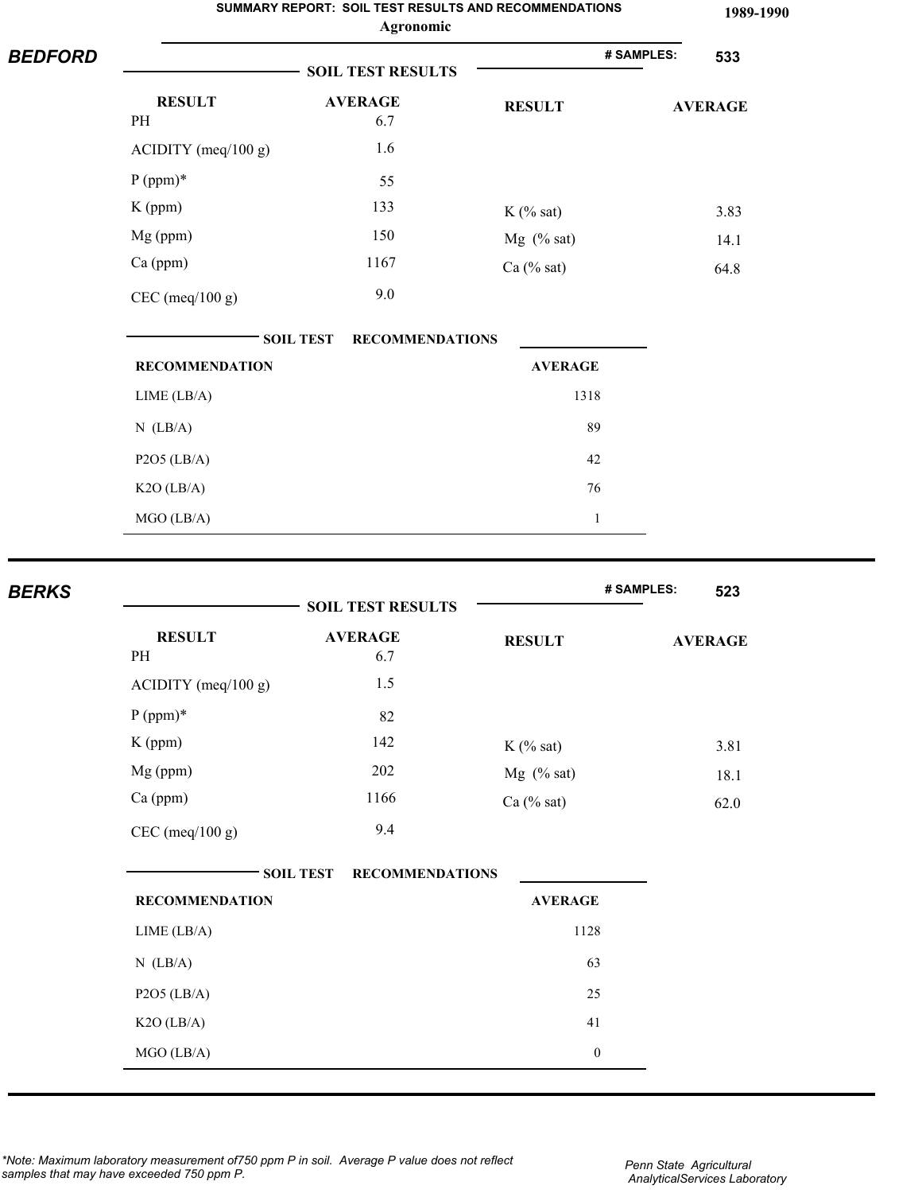# SUMMARY REPORT: SOIL TEST RESULTS AND RECOMMENDATIONS

**Agronomic**

**1989-1990**

## BEDFORD

**# SAMPLES: 533**

### SOIL TEST RESULTS

| RESULT | AVERAGE | RESULT | AVERAGE |
|---|---|---|---|
| PH | 6.7 | | |
| ACIDITY (meq/100 g) | 1.6 | | |
| P (ppm)* | 55 | | |
| K (ppm) | 133 | K (% sat) | 3.83 |
| Mg (ppm) | 150 | Mg (% sat) | 14.1 |
| Ca (ppm) | 1167 | Ca (% sat) | 64.8 |
| CEC (meq/100 g) | 9.0 | | |

### SOIL TEST RECOMMENDATIONS

| RECOMMENDATION | AVERAGE |
|---|---|
| LIME (LB/A) | 1318 |
| N (LB/A) | 89 |
| P2O5 (LB/A) | 42 |
| K2O (LB/A) | 76 |
| MGO (LB/A) | 1 |

## BERKS

**# SAMPLES: 523**

### SOIL TEST RESULTS

| RESULT | AVERAGE | RESULT | AVERAGE |
|---|---|---|---|
| PH | 6.7 | | |
| ACIDITY (meq/100 g) | 1.5 | | |
| P (ppm)* | 82 | | |
| K (ppm) | 142 | K (% sat) | 3.81 |
| Mg (ppm) | 202 | Mg (% sat) | 18.1 |
| Ca (ppm) | 1166 | Ca (% sat) | 62.0 |
| CEC (meq/100 g) | 9.4 | | |

### SOIL TEST RECOMMENDATIONS

| RECOMMENDATION | AVERAGE |
|---|---|
| LIME (LB/A) | 1128 |
| N (LB/A) | 63 |
| P2O5 (LB/A) | 25 |
| K2O (LB/A) | 41 |
| MGO (LB/A) | 0 |

*\*Note: Maximum laboratory measurement of750 ppm P in soil. Average P value does not reflect samples that may have exceeded 750 ppm P.*

*Penn State Agricultural AnalyticalServices Laboratory*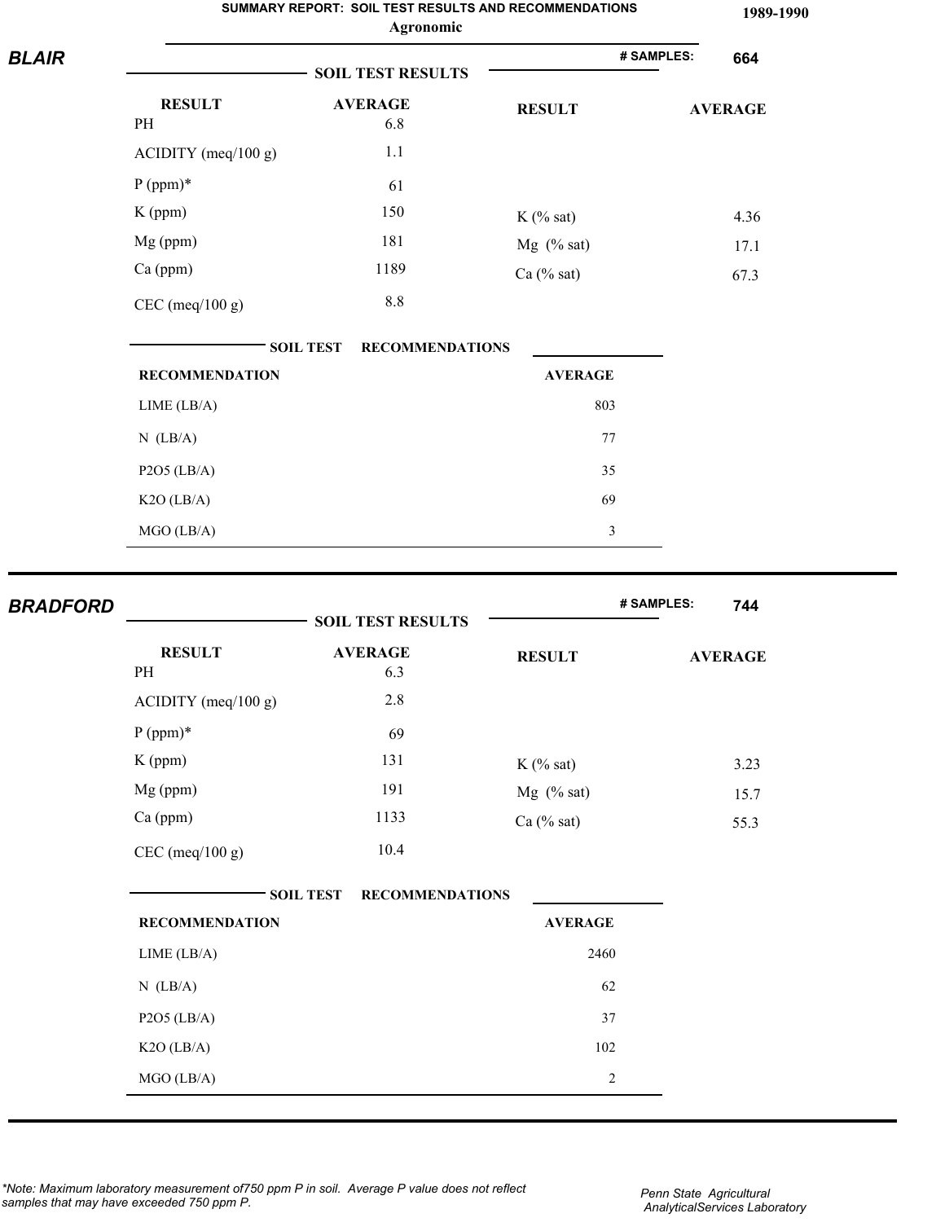SUMMARY REPORT: SOIL TEST RESULTS AND RECOMMENDATIONS

Agronomic

1989-1990

## BLAIR

**# SAMPLES:** 664

### SOIL TEST RESULTS

| RESULT | AVERAGE | RESULT | AVERAGE |
|---|---|---|---|
| PH | 6.8 | | |
| ACIDITY (meq/100 g) | 1.1 | | |
| P (ppm)* | 61 | | |
| K (ppm) | 150 | K (% sat) | 4.36 |
| Mg (ppm) | 181 | Mg (% sat) | 17.1 |
| Ca (ppm) | 1189 | Ca (% sat) | 67.3 |
| CEC (meq/100 g) | 8.8 | | |

### SOIL TEST RECOMMENDATIONS

| RECOMMENDATION | AVERAGE |
|---|---|
| LIME (LB/A) | 803 |
| N (LB/A) | 77 |
| P2O5 (LB/A) | 35 |
| K2O (LB/A) | 69 |
| MGO (LB/A) | 3 |

## BRADFORD

**# SAMPLES:** 744

### SOIL TEST RESULTS

| RESULT | AVERAGE | RESULT | AVERAGE |
|---|---|---|---|
| PH | 6.3 | | |
| ACIDITY (meq/100 g) | 2.8 | | |
| P (ppm)* | 69 | | |
| K (ppm) | 131 | K (% sat) | 3.23 |
| Mg (ppm) | 191 | Mg (% sat) | 15.7 |
| Ca (ppm) | 1133 | Ca (% sat) | 55.3 |
| CEC (meq/100 g) | 10.4 | | |

### SOIL TEST RECOMMENDATIONS

| RECOMMENDATION | AVERAGE |
|---|---|
| LIME (LB/A) | 2460 |
| N (LB/A) | 62 |
| P2O5 (LB/A) | 37 |
| K2O (LB/A) | 102 |
| MGO (LB/A) | 2 |

*\*Note: Maximum laboratory measurement of750 ppm P in soil. Average P value does not reflect samples that may have exceeded 750 ppm P.*

*Penn State Agricultural AnalyticalServices Laboratory*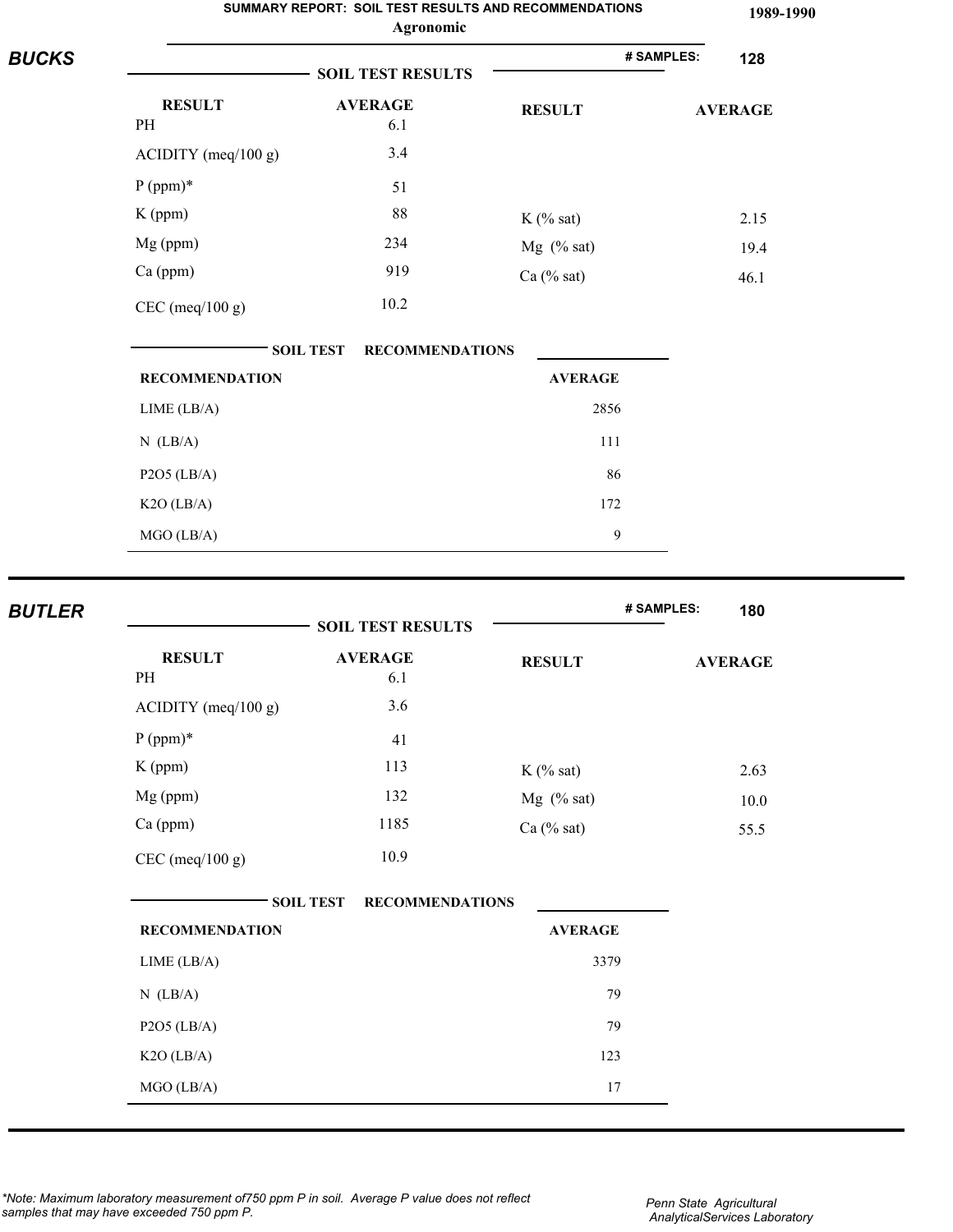**SUMMARY REPORT: SOIL TEST RESULTS AND RECOMMENDATIONS**

**Agronomic**

**1989-1990**

## BUCKS

**# SAMPLES: 128**

### SOIL TEST RESULTS

| RESULT | AVERAGE | RESULT | AVERAGE |
|---|---|---|---|
| PH | 6.1 | | |
| ACIDITY (meq/100 g) | 3.4 | | |
| P (ppm)* | 51 | | |
| K (ppm) | 88 | K (% sat) | 2.15 |
| Mg (ppm) | 234 | Mg (% sat) | 19.4 |
| Ca (ppm) | 919 | Ca (% sat) | 46.1 |
| CEC (meq/100 g) | 10.2 | | |

### SOIL TEST RECOMMENDATIONS

| RECOMMENDATION | AVERAGE |
|---|---|
| LIME (LB/A) | 2856 |
| N (LB/A) | 111 |
| P2O5 (LB/A) | 86 |
| K2O (LB/A) | 172 |
| MGO (LB/A) | 9 |

## BUTLER

**# SAMPLES: 180**

### SOIL TEST RESULTS

| RESULT | AVERAGE | RESULT | AVERAGE |
|---|---|---|---|
| PH | 6.1 | | |
| ACIDITY (meq/100 g) | 3.6 | | |
| P (ppm)* | 41 | | |
| K (ppm) | 113 | K (% sat) | 2.63 |
| Mg (ppm) | 132 | Mg (% sat) | 10.0 |
| Ca (ppm) | 1185 | Ca (% sat) | 55.5 |
| CEC (meq/100 g) | 10.9 | | |

### SOIL TEST RECOMMENDATIONS

| RECOMMENDATION | AVERAGE |
|---|---|
| LIME (LB/A) | 3379 |
| N (LB/A) | 79 |
| P2O5 (LB/A) | 79 |
| K2O (LB/A) | 123 |
| MGO (LB/A) | 17 |

*\*Note: Maximum laboratory measurement of750 ppm P in soil. Average P value does not reflect samples that may have exceeded 750 ppm P.*

*Penn State Agricultural AnalyticalServices Laboratory*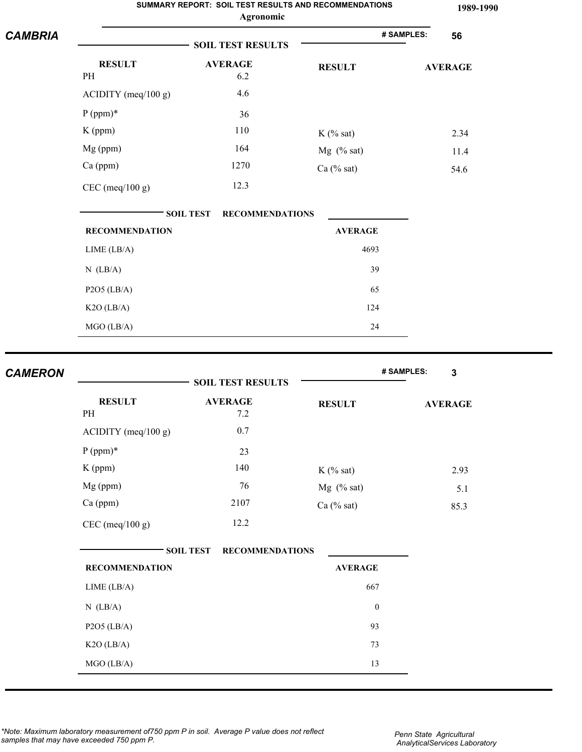SUMMARY REPORT: SOIL TEST RESULTS AND RECOMMENDATIONS

Agronomic

1989-1990

## CAMBRIA

**# SAMPLES: 56**

### SOIL TEST RESULTS

| RESULT | AVERAGE | RESULT | AVERAGE |
|---|---|---|---|
| PH | 6.2 | | |
| ACIDITY (meq/100 g) | 4.6 | | |
| P (ppm)* | 36 | | |
| K (ppm) | 110 | K (% sat) | 2.34 |
| Mg (ppm) | 164 | Mg (% sat) | 11.4 |
| Ca (ppm) | 1270 | Ca (% sat) | 54.6 |
| CEC (meq/100 g) | 12.3 | | |

### SOIL TEST RECOMMENDATIONS

| RECOMMENDATION | AVERAGE |
|---|---|
| LIME (LB/A) | 4693 |
| N (LB/A) | 39 |
| P2O5 (LB/A) | 65 |
| K2O (LB/A) | 124 |
| MGO (LB/A) | 24 |

## CAMERON

**# SAMPLES: 3**

### SOIL TEST RESULTS

| RESULT | AVERAGE | RESULT | AVERAGE |
|---|---|---|---|
| PH | 7.2 | | |
| ACIDITY (meq/100 g) | 0.7 | | |
| P (ppm)* | 23 | | |
| K (ppm) | 140 | K (% sat) | 2.93 |
| Mg (ppm) | 76 | Mg (% sat) | 5.1 |
| Ca (ppm) | 2107 | Ca (% sat) | 85.3 |
| CEC (meq/100 g) | 12.2 | | |

### SOIL TEST RECOMMENDATIONS

| RECOMMENDATION | AVERAGE |
|---|---|
| LIME (LB/A) | 667 |
| N (LB/A) | 0 |
| P2O5 (LB/A) | 93 |
| K2O (LB/A) | 73 |
| MGO (LB/A) | 13 |

*Note: Maximum laboratory measurement of750 ppm P in soil. Average P value does not reflect samples that may have exceeded 750 ppm P.*

*Penn State Agricultural AnalyticalServices Laboratory*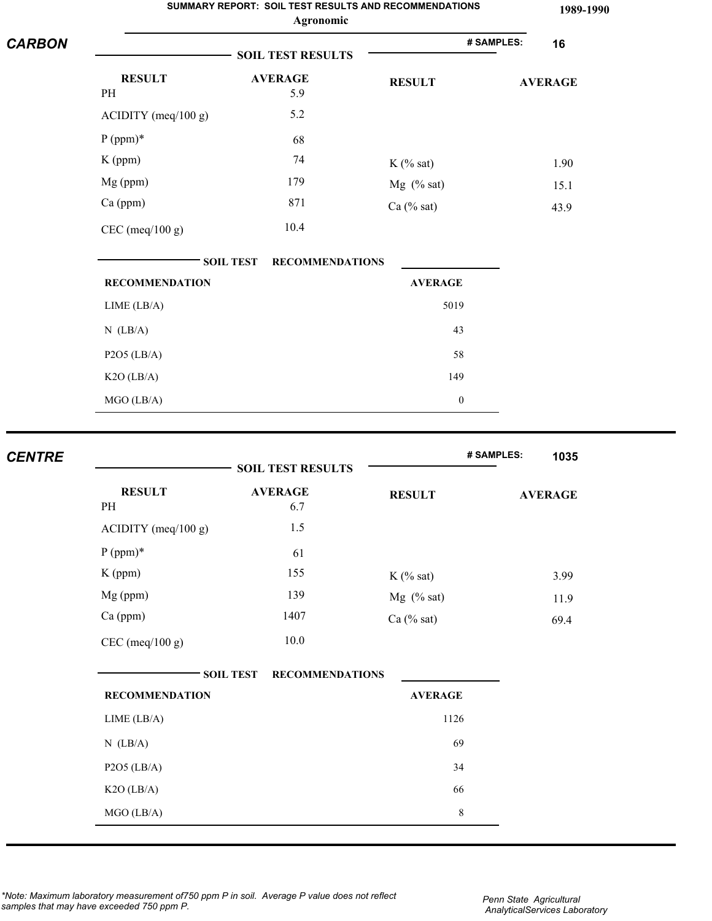**SUMMARY REPORT: SOIL TEST RESULTS AND RECOMMENDATIONS**

**Agronomic**

**1989-1990**

## CARBON

**# SAMPLES: 16**

### SOIL TEST RESULTS

| RESULT | AVERAGE | RESULT | AVERAGE |
|---|---|---|---|
| PH | 5.9 | | |
| ACIDITY (meq/100 g) | 5.2 | | |
| P (ppm)* | 68 | | |
| K (ppm) | 74 | K (% sat) | 1.90 |
| Mg (ppm) | 179 | Mg (% sat) | 15.1 |
| Ca (ppm) | 871 | Ca (% sat) | 43.9 |
| CEC (meq/100 g) | 10.4 | | |

### SOIL TEST RECOMMENDATIONS

| RECOMMENDATION | AVERAGE |
|---|---|
| LIME (LB/A) | 5019 |
| N (LB/A) | 43 |
| P2O5 (LB/A) | 58 |
| K2O (LB/A) | 149 |
| MGO (LB/A) | 0 |

## CENTRE

**# SAMPLES: 1035**

### SOIL TEST RESULTS

| RESULT | AVERAGE | RESULT | AVERAGE |
|---|---|---|---|
| PH | 6.7 | | |
| ACIDITY (meq/100 g) | 1.5 | | |
| P (ppm)* | 61 | | |
| K (ppm) | 155 | K (% sat) | 3.99 |
| Mg (ppm) | 139 | Mg (% sat) | 11.9 |
| Ca (ppm) | 1407 | Ca (% sat) | 69.4 |
| CEC (meq/100 g) | 10.0 | | |

### SOIL TEST RECOMMENDATIONS

| RECOMMENDATION | AVERAGE |
|---|---|
| LIME (LB/A) | 1126 |
| N (LB/A) | 69 |
| P2O5 (LB/A) | 34 |
| K2O (LB/A) | 66 |
| MGO (LB/A) | 8 |

*\*Note: Maximum laboratory measurement of750 ppm P in soil. Average P value does not reflect samples that may have exceeded 750 ppm P.*

*Penn State Agricultural AnalyticalServices Laboratory*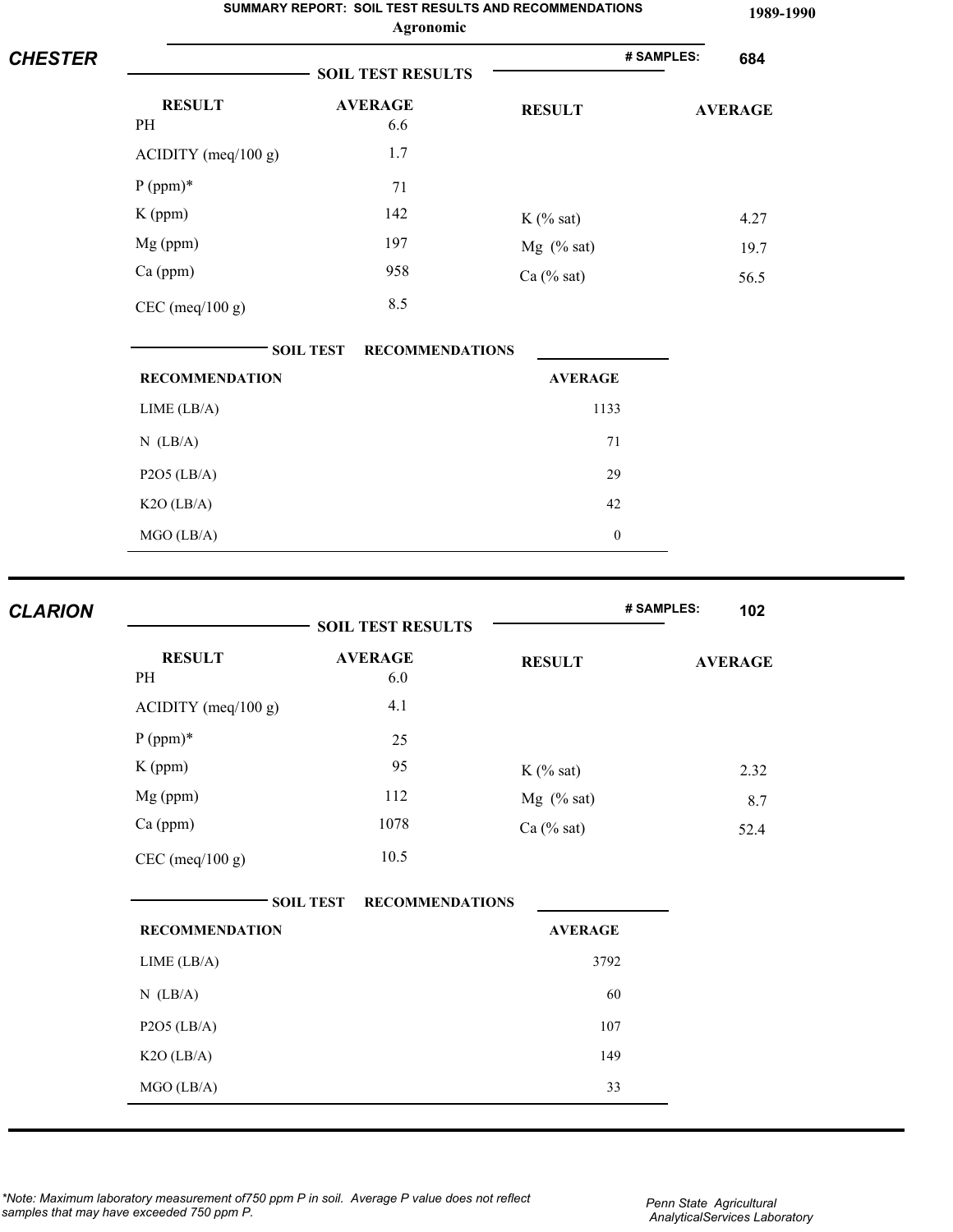# SUMMARY REPORT: SOIL TEST RESULTS AND RECOMMENDATIONS

**Agronomic**

**1989-1990**

## CHESTER

**# SAMPLES: 684**

### SOIL TEST RESULTS

| RESULT | AVERAGE | RESULT | AVERAGE |
|---|---|---|---|
| PH | 6.6 | | |
| ACIDITY (meq/100 g) | 1.7 | | |
| P (ppm)* | 71 | | |
| K (ppm) | 142 | K (% sat) | 4.27 |
| Mg (ppm) | 197 | Mg (% sat) | 19.7 |
| Ca (ppm) | 958 | Ca (% sat) | 56.5 |
| CEC (meq/100 g) | 8.5 | | |

### SOIL TEST RECOMMENDATIONS

| RECOMMENDATION | AVERAGE |
|---|---|
| LIME (LB/A) | 1133 |
| N (LB/A) | 71 |
| P2O5 (LB/A) | 29 |
| K2O (LB/A) | 42 |
| MGO (LB/A) | 0 |

## CLARION

**# SAMPLES: 102**

### SOIL TEST RESULTS

| RESULT | AVERAGE | RESULT | AVERAGE |
|---|---|---|---|
| PH | 6.0 | | |
| ACIDITY (meq/100 g) | 4.1 | | |
| P (ppm)* | 25 | | |
| K (ppm) | 95 | K (% sat) | 2.32 |
| Mg (ppm) | 112 | Mg (% sat) | 8.7 |
| Ca (ppm) | 1078 | Ca (% sat) | 52.4 |
| CEC (meq/100 g) | 10.5 | | |

### SOIL TEST RECOMMENDATIONS

| RECOMMENDATION | AVERAGE |
|---|---|
| LIME (LB/A) | 3792 |
| N (LB/A) | 60 |
| P2O5 (LB/A) | 107 |
| K2O (LB/A) | 149 |
| MGO (LB/A) | 33 |

*\*Note: Maximum laboratory measurement of750 ppm P in soil. Average P value does not reflect samples that may have exceeded 750 ppm P.*

*Penn State Agricultural AnalyticalServices Laboratory*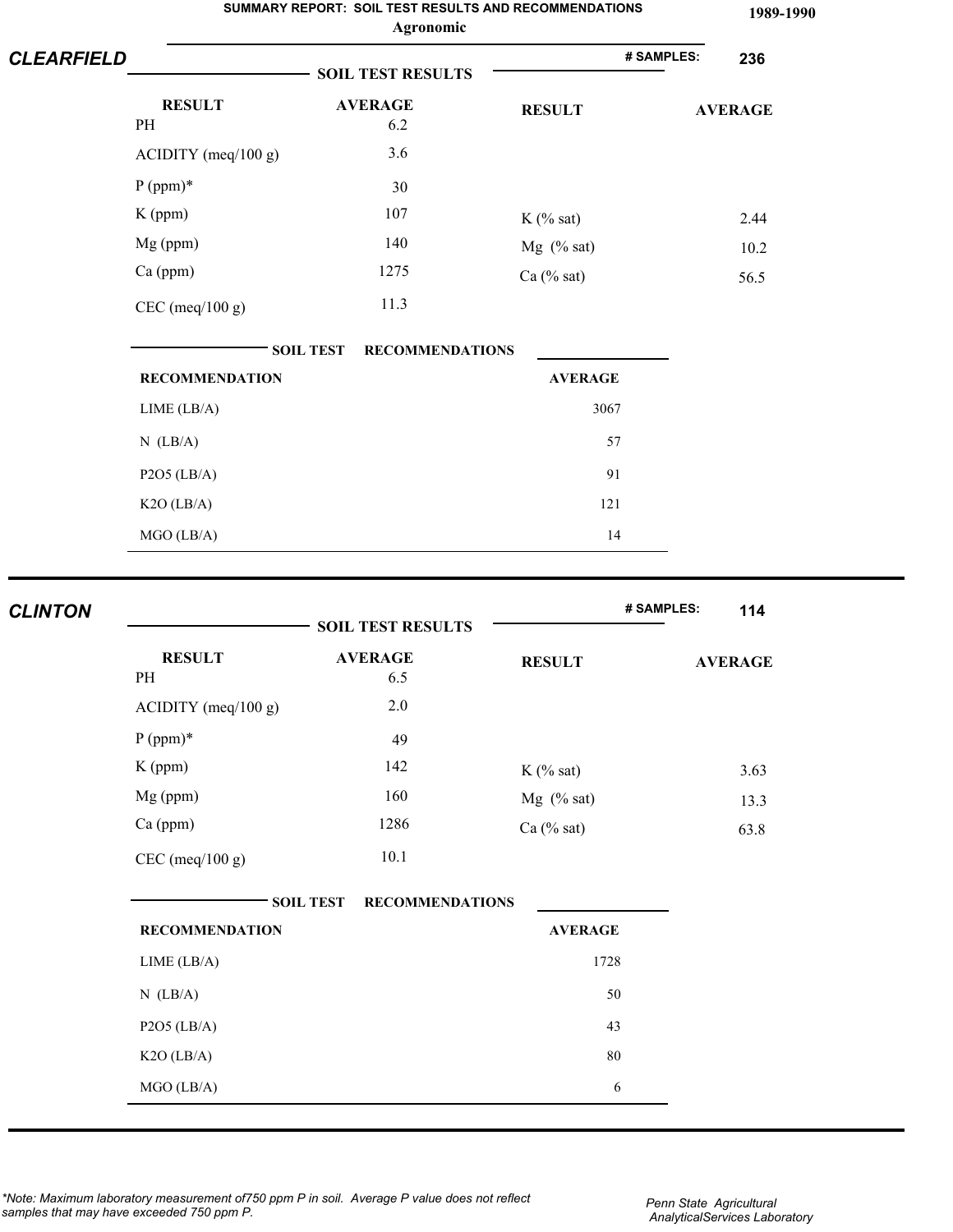**SUMMARY REPORT: SOIL TEST RESULTS AND RECOMMENDATIONS**
**Agronomic**

**1989-1990**

## CLEARFIELD

**# SAMPLES: 236**

### SOIL TEST RESULTS

| RESULT | AVERAGE | RESULT | AVERAGE |
|---|---|---|---|
| PH | 6.2 | | |
| ACIDITY (meq/100 g) | 3.6 | | |
| P (ppm)* | 30 | | |
| K (ppm) | 107 | K (% sat) | 2.44 |
| Mg (ppm) | 140 | Mg (% sat) | 10.2 |
| Ca (ppm) | 1275 | Ca (% sat) | 56.5 |
| CEC (meq/100 g) | 11.3 | | |

### SOIL TEST RECOMMENDATIONS

| RECOMMENDATION | AVERAGE |
|---|---|
| LIME (LB/A) | 3067 |
| N (LB/A) | 57 |
| P2O5 (LB/A) | 91 |
| K2O (LB/A) | 121 |
| MGO (LB/A) | 14 |

## CLINTON

**# SAMPLES: 114**

### SOIL TEST RESULTS

| RESULT | AVERAGE | RESULT | AVERAGE |
|---|---|---|---|
| PH | 6.5 | | |
| ACIDITY (meq/100 g) | 2.0 | | |
| P (ppm)* | 49 | | |
| K (ppm) | 142 | K (% sat) | 3.63 |
| Mg (ppm) | 160 | Mg (% sat) | 13.3 |
| Ca (ppm) | 1286 | Ca (% sat) | 63.8 |
| CEC (meq/100 g) | 10.1 | | |

### SOIL TEST RECOMMENDATIONS

| RECOMMENDATION | AVERAGE |
|---|---|
| LIME (LB/A) | 1728 |
| N (LB/A) | 50 |
| P2O5 (LB/A) | 43 |
| K2O (LB/A) | 80 |
| MGO (LB/A) | 6 |

*\*Note: Maximum laboratory measurement of750 ppm P in soil. Average P value does not reflect samples that may have exceeded 750 ppm P.*

*Penn State Agricultural AnalyticalServices Laboratory*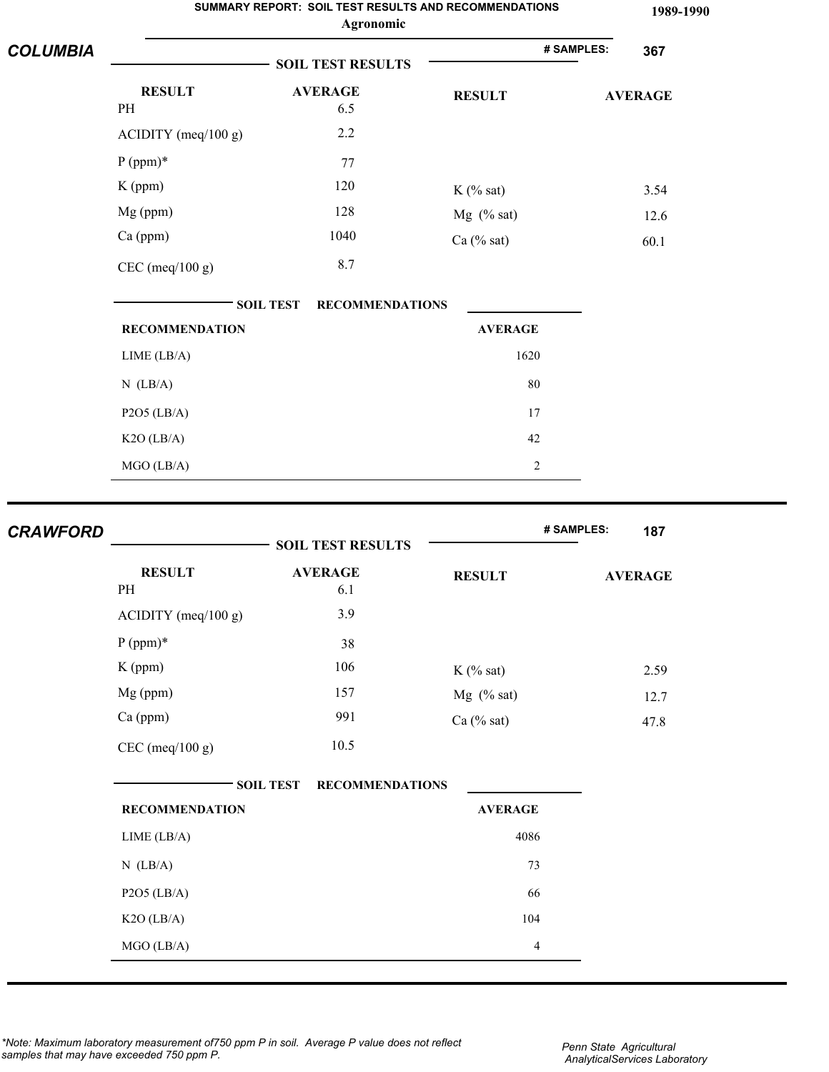**SUMMARY REPORT: SOIL TEST RESULTS AND RECOMMENDATIONS** — **Agronomic** — **1989-1990**

## COLUMBIA

**# SAMPLES: 367**

### SOIL TEST RESULTS

| RESULT | AVERAGE | RESULT | AVERAGE |
|---|---|---|---|
| PH | 6.5 | | |
| ACIDITY (meq/100 g) | 2.2 | | |
| P (ppm)* | 77 | | |
| K (ppm) | 120 | K (% sat) | 3.54 |
| Mg (ppm) | 128 | Mg (% sat) | 12.6 |
| Ca (ppm) | 1040 | Ca (% sat) | 60.1 |
| CEC (meq/100 g) | 8.7 | | |

### SOIL TEST RECOMMENDATIONS

| RECOMMENDATION | AVERAGE |
|---|---|
| LIME (LB/A) | 1620 |
| N (LB/A) | 80 |
| P2O5 (LB/A) | 17 |
| K2O (LB/A) | 42 |
| MGO (LB/A) | 2 |

## CRAWFORD

**# SAMPLES: 187**

### SOIL TEST RESULTS

| RESULT | AVERAGE | RESULT | AVERAGE |
|---|---|---|---|
| PH | 6.1 | | |
| ACIDITY (meq/100 g) | 3.9 | | |
| P (ppm)* | 38 | | |
| K (ppm) | 106 | K (% sat) | 2.59 |
| Mg (ppm) | 157 | Mg (% sat) | 12.7 |
| Ca (ppm) | 991 | Ca (% sat) | 47.8 |
| CEC (meq/100 g) | 10.5 | | |

### SOIL TEST RECOMMENDATIONS

| RECOMMENDATION | AVERAGE |
|---|---|
| LIME (LB/A) | 4086 |
| N (LB/A) | 73 |
| P2O5 (LB/A) | 66 |
| K2O (LB/A) | 104 |
| MGO (LB/A) | 4 |

*\*Note: Maximum laboratory measurement of750 ppm P in soil. Average P value does not reflect samples that may have exceeded 750 ppm P.*

*Penn State Agricultural AnalyticalServices Laboratory*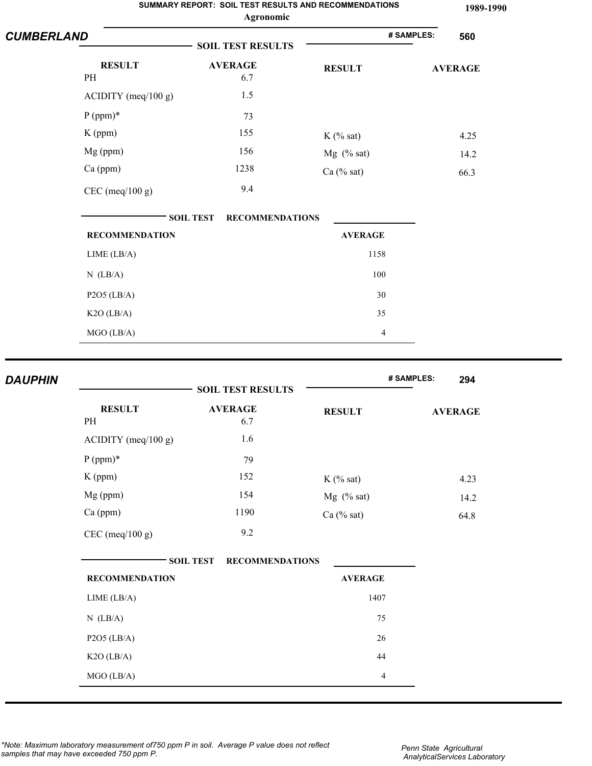# SUMMARY REPORT: SOIL TEST RESULTS AND RECOMMENDATIONS

**Agronomic**

**1989-1990**

## CUMBERLAND

**# SAMPLES: 560**

### SOIL TEST RESULTS

| RESULT | AVERAGE | RESULT | AVERAGE |
|---|---|---|---|
| PH | 6.7 | | |
| ACIDITY (meq/100 g) | 1.5 | | |
| P (ppm)* | 73 | | |
| K (ppm) | 155 | K (% sat) | 4.25 |
| Mg (ppm) | 156 | Mg (% sat) | 14.2 |
| Ca (ppm) | 1238 | Ca (% sat) | 66.3 |
| CEC (meq/100 g) | 9.4 | | |

### SOIL TEST RECOMMENDATIONS

| RECOMMENDATION | AVERAGE |
|---|---|
| LIME (LB/A) | 1158 |
| N (LB/A) | 100 |
| P2O5 (LB/A) | 30 |
| K2O (LB/A) | 35 |
| MGO (LB/A) | 4 |

## DAUPHIN

**# SAMPLES: 294**

### SOIL TEST RESULTS

| RESULT | AVERAGE | RESULT | AVERAGE |
|---|---|---|---|
| PH | 6.7 | | |
| ACIDITY (meq/100 g) | 1.6 | | |
| P (ppm)* | 79 | | |
| K (ppm) | 152 | K (% sat) | 4.23 |
| Mg (ppm) | 154 | Mg (% sat) | 14.2 |
| Ca (ppm) | 1190 | Ca (% sat) | 64.8 |
| CEC (meq/100 g) | 9.2 | | |

### SOIL TEST RECOMMENDATIONS

| RECOMMENDATION | AVERAGE |
|---|---|
| LIME (LB/A) | 1407 |
| N (LB/A) | 75 |
| P2O5 (LB/A) | 26 |
| K2O (LB/A) | 44 |
| MGO (LB/A) | 4 |

*\*Note: Maximum laboratory measurement of750 ppm P in soil. Average P value does not reflect samples that may have exceeded 750 ppm P.*

*Penn State Agricultural AnalyticalServices Laboratory*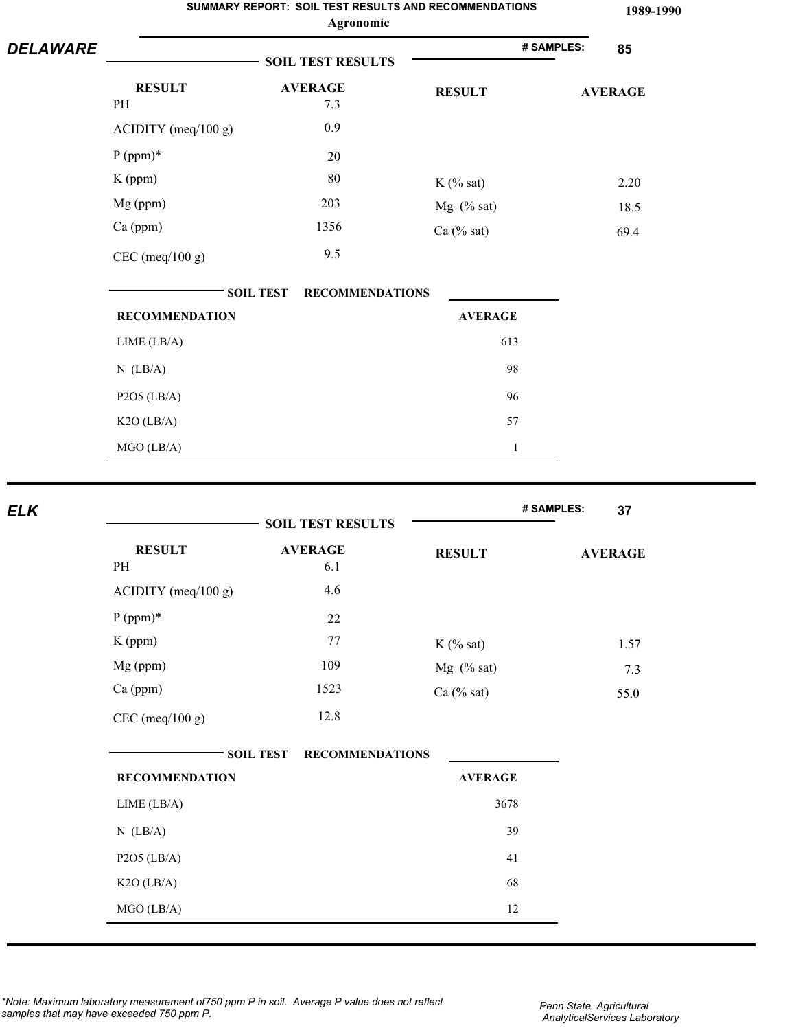SUMMARY REPORT: SOIL TEST RESULTS AND RECOMMENDATIONS

Agronomic

1989-1990

## DELAWARE

**# SAMPLES:** 85

### SOIL TEST RESULTS

| RESULT | AVERAGE | RESULT | AVERAGE |
|---|---|---|---|
| PH | 7.3 | | |
| ACIDITY (meq/100 g) | 0.9 | | |
| P (ppm)* | 20 | | |
| K (ppm) | 80 | K (% sat) | 2.20 |
| Mg (ppm) | 203 | Mg (% sat) | 18.5 |
| Ca (ppm) | 1356 | Ca (% sat) | 69.4 |
| CEC (meq/100 g) | 9.5 | | |

### SOIL TEST RECOMMENDATIONS

| RECOMMENDATION | AVERAGE |
|---|---|
| LIME (LB/A) | 613 |
| N (LB/A) | 98 |
| P2O5 (LB/A) | 96 |
| K2O (LB/A) | 57 |
| MGO (LB/A) | 1 |

## ELK

**# SAMPLES:** 37

### SOIL TEST RESULTS

| RESULT | AVERAGE | RESULT | AVERAGE |
|---|---|---|---|
| PH | 6.1 | | |
| ACIDITY (meq/100 g) | 4.6 | | |
| P (ppm)* | 22 | | |
| K (ppm) | 77 | K (% sat) | 1.57 |
| Mg (ppm) | 109 | Mg (% sat) | 7.3 |
| Ca (ppm) | 1523 | Ca (% sat) | 55.0 |
| CEC (meq/100 g) | 12.8 | | |

### SOIL TEST RECOMMENDATIONS

| RECOMMENDATION | AVERAGE |
|---|---|
| LIME (LB/A) | 3678 |
| N (LB/A) | 39 |
| P2O5 (LB/A) | 41 |
| K2O (LB/A) | 68 |
| MGO (LB/A) | 12 |

*\*Note: Maximum laboratory measurement of750 ppm P in soil. Average P value does not reflect samples that may have exceeded 750 ppm P.*

*Penn State Agricultural AnalyticalServices Laboratory*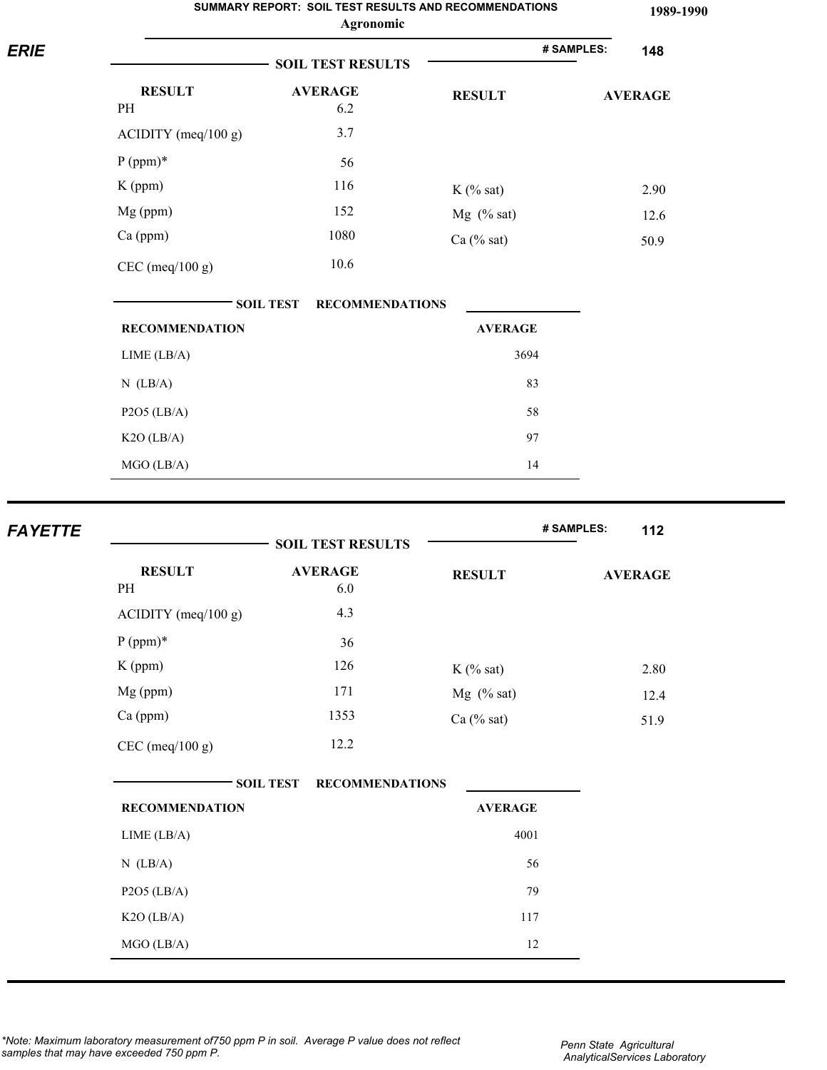**SUMMARY REPORT: SOIL TEST RESULTS AND RECOMMENDATIONS** **1989-1990**

**Agronomic**

## ERIE

**# SAMPLES: 148**

**SOIL TEST RESULTS**

| RESULT | AVERAGE | RESULT | AVERAGE |
|---|---|---|---|
| PH | 6.2 | | |
| ACIDITY (meq/100 g) | 3.7 | | |
| P (ppm)* | 56 | | |
| K (ppm) | 116 | K (% sat) | 2.90 |
| Mg (ppm) | 152 | Mg (% sat) | 12.6 |
| Ca (ppm) | 1080 | Ca (% sat) | 50.9 |
| CEC (meq/100 g) | 10.6 | | |

**SOIL TEST RECOMMENDATIONS**

| RECOMMENDATION | AVERAGE |
|---|---|
| LIME (LB/A) | 3694 |
| N (LB/A) | 83 |
| P2O5 (LB/A) | 58 |
| K2O (LB/A) | 97 |
| MGO (LB/A) | 14 |

## FAYETTE

**# SAMPLES: 112**

**SOIL TEST RESULTS**

| RESULT | AVERAGE | RESULT | AVERAGE |
|---|---|---|---|
| PH | 6.0 | | |
| ACIDITY (meq/100 g) | 4.3 | | |
| P (ppm)* | 36 | | |
| K (ppm) | 126 | K (% sat) | 2.80 |
| Mg (ppm) | 171 | Mg (% sat) | 12.4 |
| Ca (ppm) | 1353 | Ca (% sat) | 51.9 |
| CEC (meq/100 g) | 12.2 | | |

**SOIL TEST RECOMMENDATIONS**

| RECOMMENDATION | AVERAGE |
|---|---|
| LIME (LB/A) | 4001 |
| N (LB/A) | 56 |
| P2O5 (LB/A) | 79 |
| K2O (LB/A) | 117 |
| MGO (LB/A) | 12 |

*\*Note: Maximum laboratory measurement of750 ppm P in soil. Average P value does not reflect samples that may have exceeded 750 ppm P.*

*Penn State Agricultural AnalyticalServices Laboratory*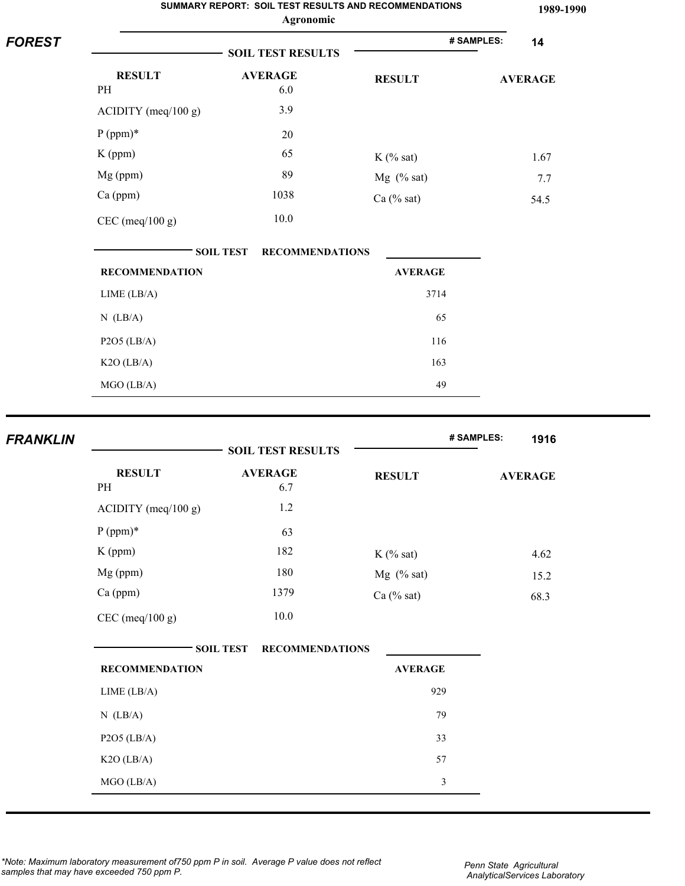# SUMMARY REPORT: SOIL TEST RESULTS AND RECOMMENDATIONS

**Agronomic**

**1989-1990**

## FOREST

**# SAMPLES: 14**

### SOIL TEST RESULTS

| RESULT | AVERAGE | RESULT | AVERAGE |
|---|---|---|---|
| PH | 6.0 | | |
| ACIDITY (meq/100 g) | 3.9 | | |
| P (ppm)* | 20 | | |
| K (ppm) | 65 | K (% sat) | 1.67 |
| Mg (ppm) | 89 | Mg (% sat) | 7.7 |
| Ca (ppm) | 1038 | Ca (% sat) | 54.5 |
| CEC (meq/100 g) | 10.0 | | |

### SOIL TEST RECOMMENDATIONS

| RECOMMENDATION | AVERAGE |
|---|---|
| LIME (LB/A) | 3714 |
| N (LB/A) | 65 |
| P2O5 (LB/A) | 116 |
| K2O (LB/A) | 163 |
| MGO (LB/A) | 49 |

## FRANKLIN

**# SAMPLES: 1916**

### SOIL TEST RESULTS

| RESULT | AVERAGE | RESULT | AVERAGE |
|---|---|---|---|
| PH | 6.7 | | |
| ACIDITY (meq/100 g) | 1.2 | | |
| P (ppm)* | 63 | | |
| K (ppm) | 182 | K (% sat) | 4.62 |
| Mg (ppm) | 180 | Mg (% sat) | 15.2 |
| Ca (ppm) | 1379 | Ca (% sat) | 68.3 |
| CEC (meq/100 g) | 10.0 | | |

### SOIL TEST RECOMMENDATIONS

| RECOMMENDATION | AVERAGE |
|---|---|
| LIME (LB/A) | 929 |
| N (LB/A) | 79 |
| P2O5 (LB/A) | 33 |
| K2O (LB/A) | 57 |
| MGO (LB/A) | 3 |

*Note: Maximum laboratory measurement of750 ppm P in soil. Average P value does not reflect samples that may have exceeded 750 ppm P.*

*Penn State Agricultural AnalyticalServices Laboratory*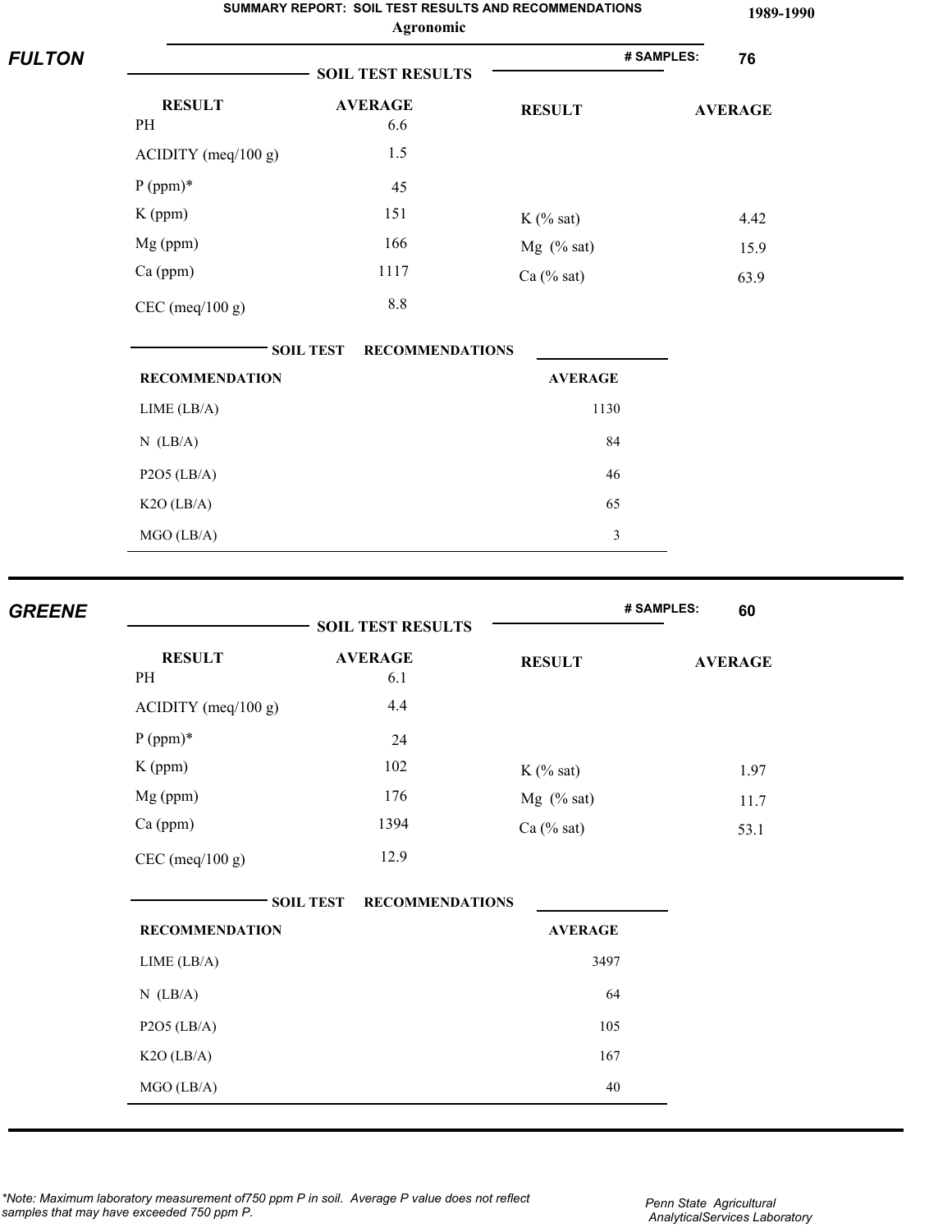# SUMMARY REPORT: SOIL TEST RESULTS AND RECOMMENDATIONS

**Agronomic**

**1989-1990**

## FULTON

**# SAMPLES: 76**

### SOIL TEST RESULTS

| RESULT | AVERAGE | RESULT | AVERAGE |
|---|---|---|---|
| PH | 6.6 | | |
| ACIDITY (meq/100 g) | 1.5 | | |
| P (ppm)* | 45 | | |
| K (ppm) | 151 | K (% sat) | 4.42 |
| Mg (ppm) | 166 | Mg (% sat) | 15.9 |
| Ca (ppm) | 1117 | Ca (% sat) | 63.9 |
| CEC (meq/100 g) | 8.8 | | |

### SOIL TEST RECOMMENDATIONS

| RECOMMENDATION | AVERAGE |
|---|---|
| LIME (LB/A) | 1130 |
| N (LB/A) | 84 |
| P2O5 (LB/A) | 46 |
| K2O (LB/A) | 65 |
| MGO (LB/A) | 3 |

## GREENE

**# SAMPLES: 60**

### SOIL TEST RESULTS

| RESULT | AVERAGE | RESULT | AVERAGE |
|---|---|---|---|
| PH | 6.1 | | |
| ACIDITY (meq/100 g) | 4.4 | | |
| P (ppm)* | 24 | | |
| K (ppm) | 102 | K (% sat) | 1.97 |
| Mg (ppm) | 176 | Mg (% sat) | 11.7 |
| Ca (ppm) | 1394 | Ca (% sat) | 53.1 |
| CEC (meq/100 g) | 12.9 | | |

### SOIL TEST RECOMMENDATIONS

| RECOMMENDATION | AVERAGE |
|---|---|
| LIME (LB/A) | 3497 |
| N (LB/A) | 64 |
| P2O5 (LB/A) | 105 |
| K2O (LB/A) | 167 |
| MGO (LB/A) | 40 |

*\*Note: Maximum laboratory measurement of750 ppm P in soil. Average P value does not reflect samples that may have exceeded 750 ppm P.*

Penn State Agricultural AnalyticalServices Laboratory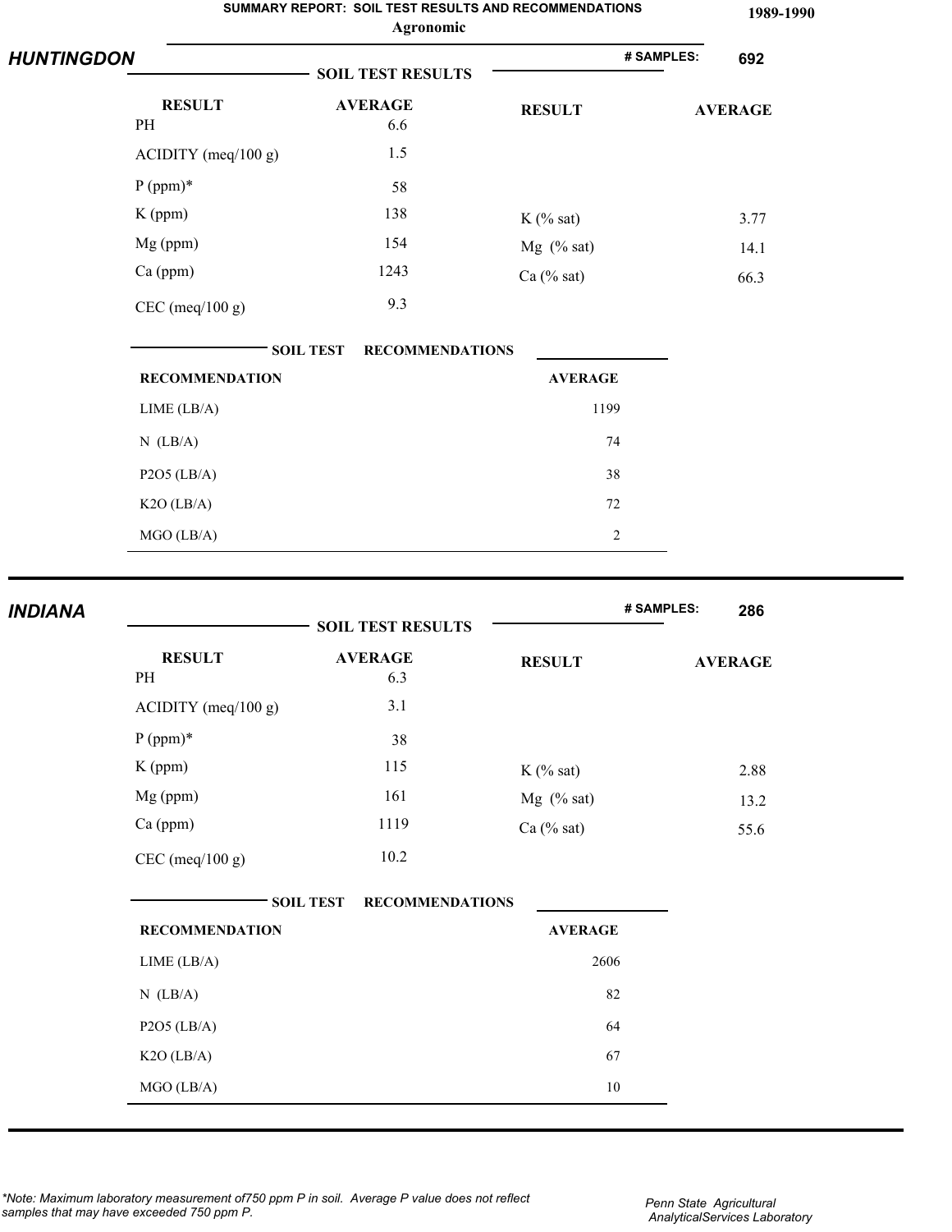# SUMMARY REPORT: SOIL TEST RESULTS AND RECOMMENDATIONS

**Agronomic**

**1989-1990**

## HUNTINGDON

**# SAMPLES: 692**

### SOIL TEST RESULTS

| RESULT | AVERAGE | RESULT | AVERAGE |
|---|---|---|---|
| PH | 6.6 | | |
| ACIDITY (meq/100 g) | 1.5 | | |
| P (ppm)* | 58 | | |
| K (ppm) | 138 | K (% sat) | 3.77 |
| Mg (ppm) | 154 | Mg (% sat) | 14.1 |
| Ca (ppm) | 1243 | Ca (% sat) | 66.3 |
| CEC (meq/100 g) | 9.3 | | |

### SOIL TEST RECOMMENDATIONS

| RECOMMENDATION | AVERAGE |
|---|---|
| LIME (LB/A) | 1199 |
| N (LB/A) | 74 |
| P2O5 (LB/A) | 38 |
| K2O (LB/A) | 72 |
| MGO (LB/A) | 2 |

## INDIANA

**# SAMPLES: 286**

### SOIL TEST RESULTS

| RESULT | AVERAGE | RESULT | AVERAGE |
|---|---|---|---|
| PH | 6.3 | | |
| ACIDITY (meq/100 g) | 3.1 | | |
| P (ppm)* | 38 | | |
| K (ppm) | 115 | K (% sat) | 2.88 |
| Mg (ppm) | 161 | Mg (% sat) | 13.2 |
| Ca (ppm) | 1119 | Ca (% sat) | 55.6 |
| CEC (meq/100 g) | 10.2 | | |

### SOIL TEST RECOMMENDATIONS

| RECOMMENDATION | AVERAGE |
|---|---|
| LIME (LB/A) | 2606 |
| N (LB/A) | 82 |
| P2O5 (LB/A) | 64 |
| K2O (LB/A) | 67 |
| MGO (LB/A) | 10 |

*\*Note: Maximum laboratory measurement of750 ppm P in soil. Average P value does not reflect samples that may have exceeded 750 ppm P.*

*Penn State Agricultural AnalyticalServices Laboratory*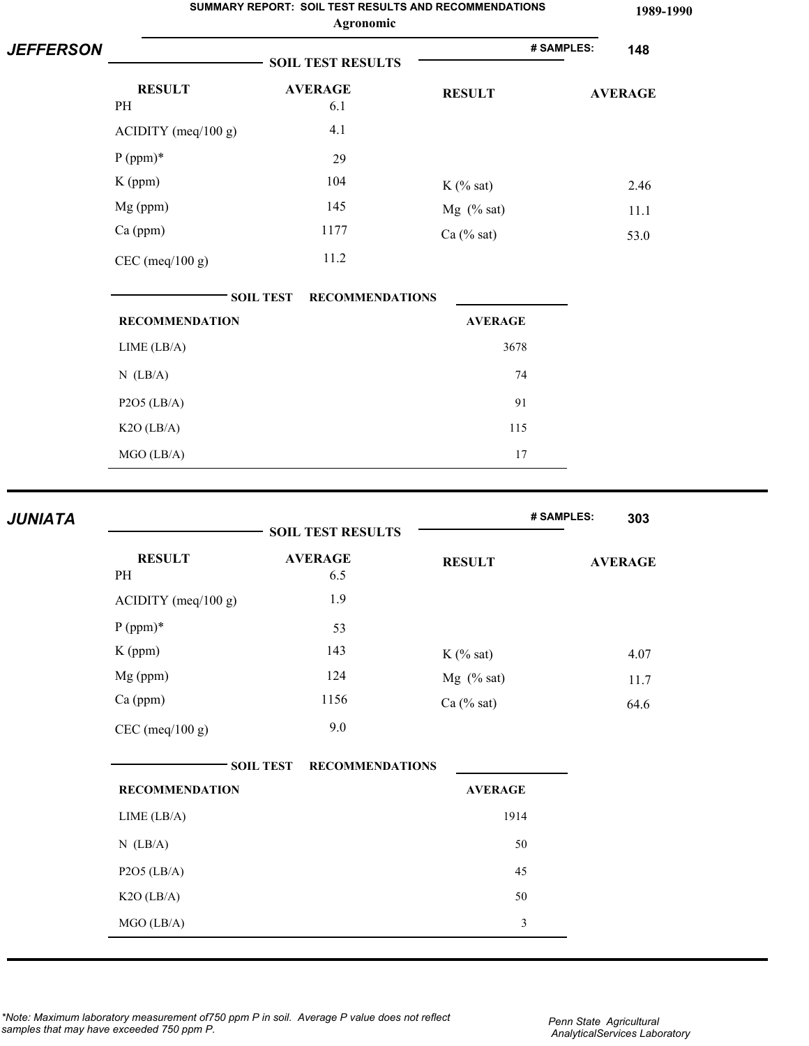SUMMARY REPORT: SOIL TEST RESULTS AND RECOMMENDATIONS **1989-1990**

Agronomic

## JEFFERSON

**# SAMPLES: 148**

### SOIL TEST RESULTS

| RESULT | AVERAGE | RESULT | AVERAGE |
|---|---|---|---|
| PH | 6.1 | | |
| ACIDITY (meq/100 g) | 4.1 | | |
| P (ppm)* | 29 | | |
| K (ppm) | 104 | K (% sat) | 2.46 |
| Mg (ppm) | 145 | Mg (% sat) | 11.1 |
| Ca (ppm) | 1177 | Ca (% sat) | 53.0 |
| CEC (meq/100 g) | 11.2 | | |

### SOIL TEST RECOMMENDATIONS

| RECOMMENDATION | AVERAGE |
|---|---|
| LIME (LB/A) | 3678 |
| N (LB/A) | 74 |
| P2O5 (LB/A) | 91 |
| K2O (LB/A) | 115 |
| MGO (LB/A) | 17 |

## JUNIATA

**# SAMPLES: 303**

### SOIL TEST RESULTS

| RESULT | AVERAGE | RESULT | AVERAGE |
|---|---|---|---|
| PH | 6.5 | | |
| ACIDITY (meq/100 g) | 1.9 | | |
| P (ppm)* | 53 | | |
| K (ppm) | 143 | K (% sat) | 4.07 |
| Mg (ppm) | 124 | Mg (% sat) | 11.7 |
| Ca (ppm) | 1156 | Ca (% sat) | 64.6 |
| CEC (meq/100 g) | 9.0 | | |

### SOIL TEST RECOMMENDATIONS

| RECOMMENDATION | AVERAGE |
|---|---|
| LIME (LB/A) | 1914 |
| N (LB/A) | 50 |
| P2O5 (LB/A) | 45 |
| K2O (LB/A) | 50 |
| MGO (LB/A) | 3 |

*Note: Maximum laboratory measurement of750 ppm P in soil. Average P value does not reflect samples that may have exceeded 750 ppm P.*

*Penn State Agricultural AnalyticalServices Laboratory*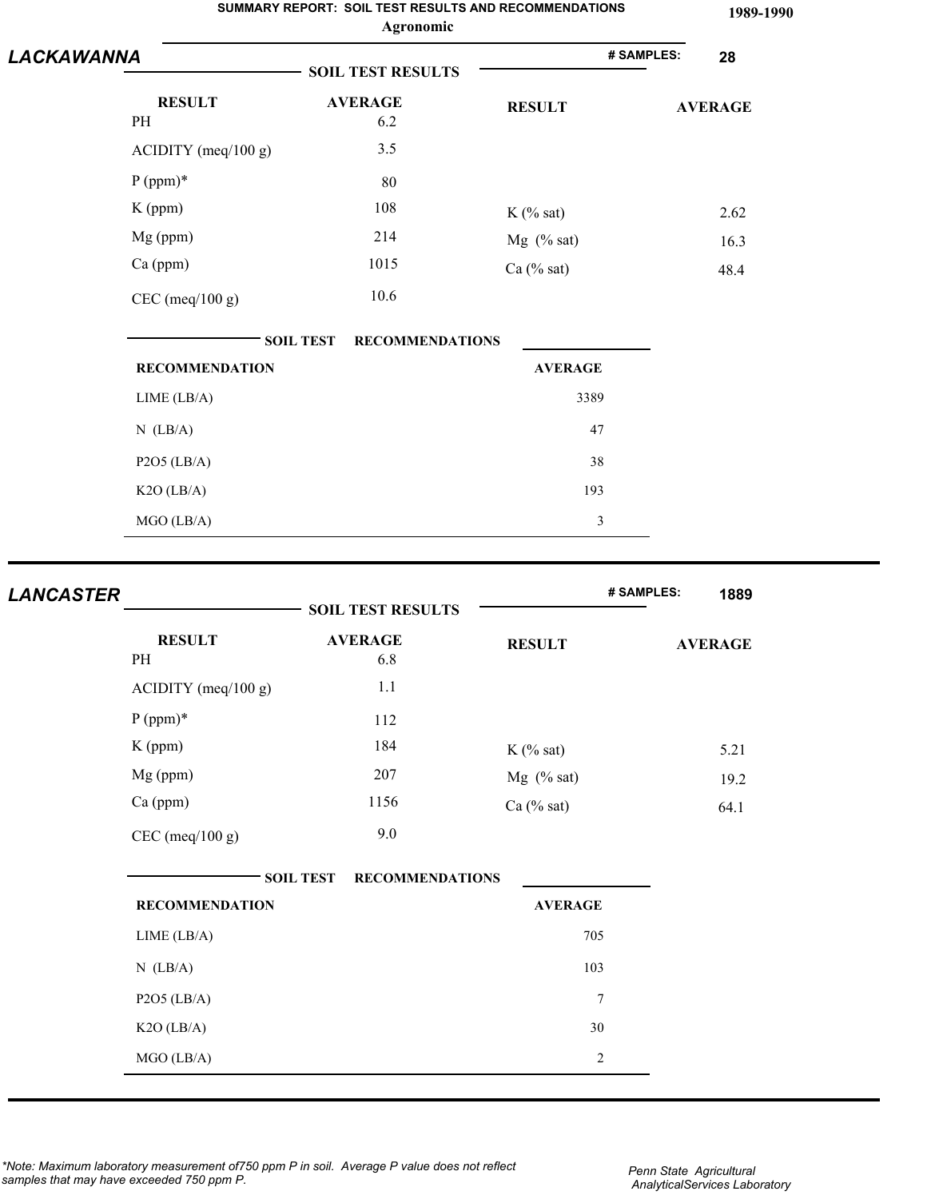SUMMARY REPORT: SOIL TEST RESULTS AND RECOMMENDATIONS

Agronomic

1989-1990

## LACKAWANNA

**# SAMPLES:** 28

### SOIL TEST RESULTS

| RESULT | AVERAGE | RESULT | AVERAGE |
|---|---|---|---|
| PH | 6.2 | | |
| ACIDITY (meq/100 g) | 3.5 | | |
| P (ppm)* | 80 | | |
| K (ppm) | 108 | K (% sat) | 2.62 |
| Mg (ppm) | 214 | Mg (% sat) | 16.3 |
| Ca (ppm) | 1015 | Ca (% sat) | 48.4 |
| CEC (meq/100 g) | 10.6 | | |

### SOIL TEST RECOMMENDATIONS

| RECOMMENDATION | AVERAGE |
|---|---|
| LIME (LB/A) | 3389 |
| N (LB/A) | 47 |
| P2O5 (LB/A) | 38 |
| K2O (LB/A) | 193 |
| MGO (LB/A) | 3 |

## LANCASTER

**# SAMPLES:** 1889

### SOIL TEST RESULTS

| RESULT | AVERAGE | RESULT | AVERAGE |
|---|---|---|---|
| PH | 6.8 | | |
| ACIDITY (meq/100 g) | 1.1 | | |
| P (ppm)* | 112 | | |
| K (ppm) | 184 | K (% sat) | 5.21 |
| Mg (ppm) | 207 | Mg (% sat) | 19.2 |
| Ca (ppm) | 1156 | Ca (% sat) | 64.1 |
| CEC (meq/100 g) | 9.0 | | |

### SOIL TEST RECOMMENDATIONS

| RECOMMENDATION | AVERAGE |
|---|---|
| LIME (LB/A) | 705 |
| N (LB/A) | 103 |
| P2O5 (LB/A) | 7 |
| K2O (LB/A) | 30 |
| MGO (LB/A) | 2 |

*\*Note: Maximum laboratory measurement of750 ppm P in soil. Average P value does not reflect samples that may have exceeded 750 ppm P.*

*Penn State Agricultural AnalyticalServices Laboratory*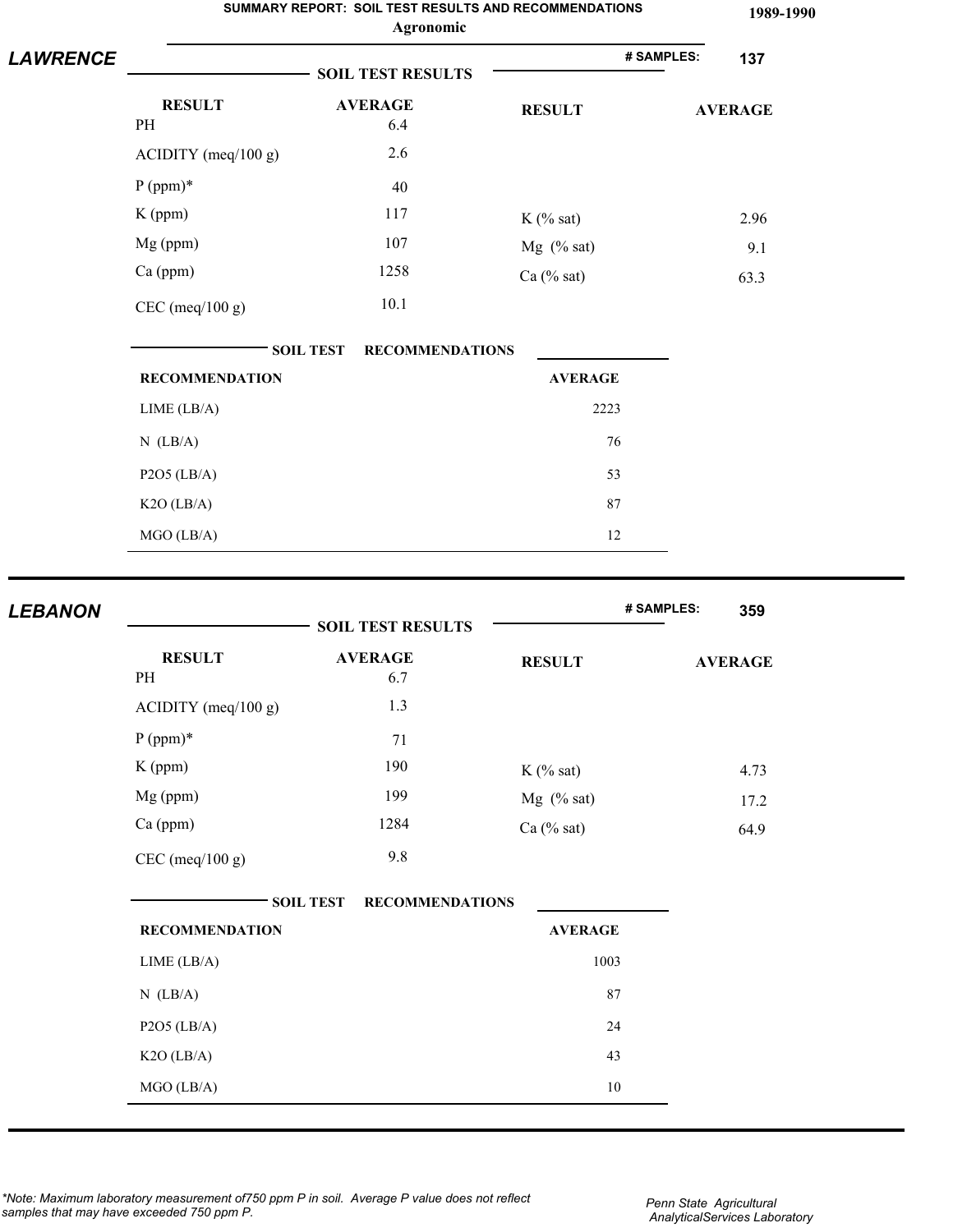**SUMMARY REPORT: SOIL TEST RESULTS AND RECOMMENDATIONS** **1989-1990**

**Agronomic**

## LAWRENCE

**# SAMPLES: 137**

### SOIL TEST RESULTS

| RESULT | AVERAGE | RESULT | AVERAGE |
|---|---|---|---|
| PH | 6.4 | | |
| ACIDITY (meq/100 g) | 2.6 | | |
| P (ppm)* | 40 | | |
| K (ppm) | 117 | K (% sat) | 2.96 |
| Mg (ppm) | 107 | Mg (% sat) | 9.1 |
| Ca (ppm) | 1258 | Ca (% sat) | 63.3 |
| CEC (meq/100 g) | 10.1 | | |

### SOIL TEST RECOMMENDATIONS

| RECOMMENDATION | AVERAGE |
|---|---|
| LIME (LB/A) | 2223 |
| N (LB/A) | 76 |
| P2O5 (LB/A) | 53 |
| K2O (LB/A) | 87 |
| MGO (LB/A) | 12 |

## LEBANON

**# SAMPLES: 359**

### SOIL TEST RESULTS

| RESULT | AVERAGE | RESULT | AVERAGE |
|---|---|---|---|
| PH | 6.7 | | |
| ACIDITY (meq/100 g) | 1.3 | | |
| P (ppm)* | 71 | | |
| K (ppm) | 190 | K (% sat) | 4.73 |
| Mg (ppm) | 199 | Mg (% sat) | 17.2 |
| Ca (ppm) | 1284 | Ca (% sat) | 64.9 |
| CEC (meq/100 g) | 9.8 | | |

### SOIL TEST RECOMMENDATIONS

| RECOMMENDATION | AVERAGE |
|---|---|
| LIME (LB/A) | 1003 |
| N (LB/A) | 87 |
| P2O5 (LB/A) | 24 |
| K2O (LB/A) | 43 |
| MGO (LB/A) | 10 |

*Note: Maximum laboratory measurement of750 ppm P in soil. Average P value does not reflect samples that may have exceeded 750 ppm P.*

*Penn State Agricultural AnalyticalServices Laboratory*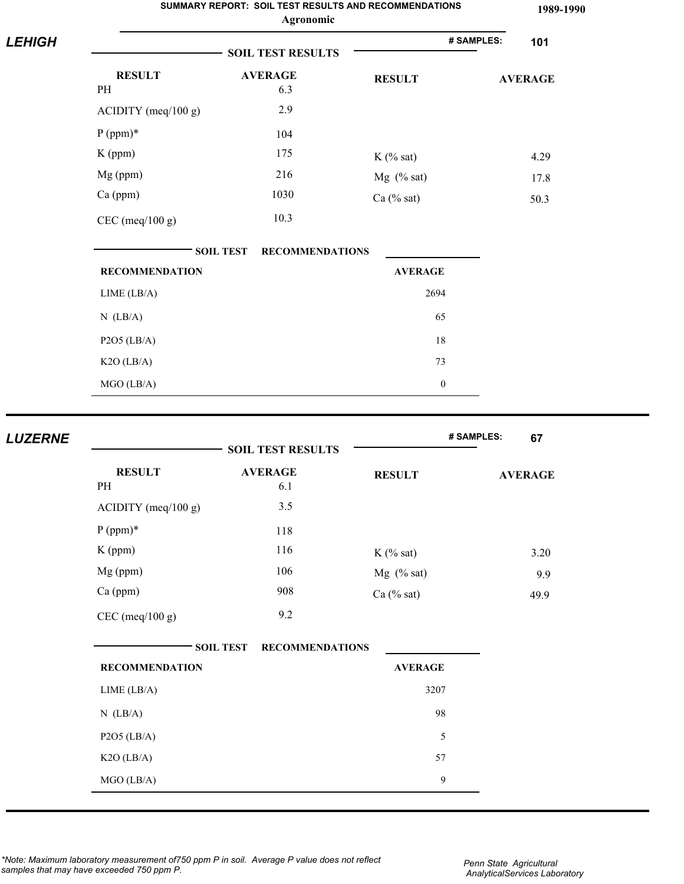**SUMMARY REPORT: SOIL TEST RESULTS AND RECOMMENDATIONS**
**Agronomic**

**1989-1990**

## LEHIGH

**# SAMPLES: 101**

### SOIL TEST RESULTS

| RESULT | AVERAGE | RESULT | AVERAGE |
|---|---|---|---|
| PH | 6.3 | | |
| ACIDITY (meq/100 g) | 2.9 | | |
| P (ppm)* | 104 | | |
| K (ppm) | 175 | K (% sat) | 4.29 |
| Mg (ppm) | 216 | Mg (% sat) | 17.8 |
| Ca (ppm) | 1030 | Ca (% sat) | 50.3 |
| CEC (meq/100 g) | 10.3 | | |

### SOIL TEST RECOMMENDATIONS

| RECOMMENDATION | AVERAGE |
|---|---|
| LIME (LB/A) | 2694 |
| N (LB/A) | 65 |
| P2O5 (LB/A) | 18 |
| K2O (LB/A) | 73 |
| MGO (LB/A) | 0 |

## LUZERNE

**# SAMPLES: 67**

### SOIL TEST RESULTS

| RESULT | AVERAGE | RESULT | AVERAGE |
|---|---|---|---|
| PH | 6.1 | | |
| ACIDITY (meq/100 g) | 3.5 | | |
| P (ppm)* | 118 | | |
| K (ppm) | 116 | K (% sat) | 3.20 |
| Mg (ppm) | 106 | Mg (% sat) | 9.9 |
| Ca (ppm) | 908 | Ca (% sat) | 49.9 |
| CEC (meq/100 g) | 9.2 | | |

### SOIL TEST RECOMMENDATIONS

| RECOMMENDATION | AVERAGE |
|---|---|
| LIME (LB/A) | 3207 |
| N (LB/A) | 98 |
| P2O5 (LB/A) | 5 |
| K2O (LB/A) | 57 |
| MGO (LB/A) | 9 |

*\*Note: Maximum laboratory measurement of750 ppm P in soil. Average P value does not reflect samples that may have exceeded 750 ppm P.*

*Penn State Agricultural AnalyticalServices Laboratory*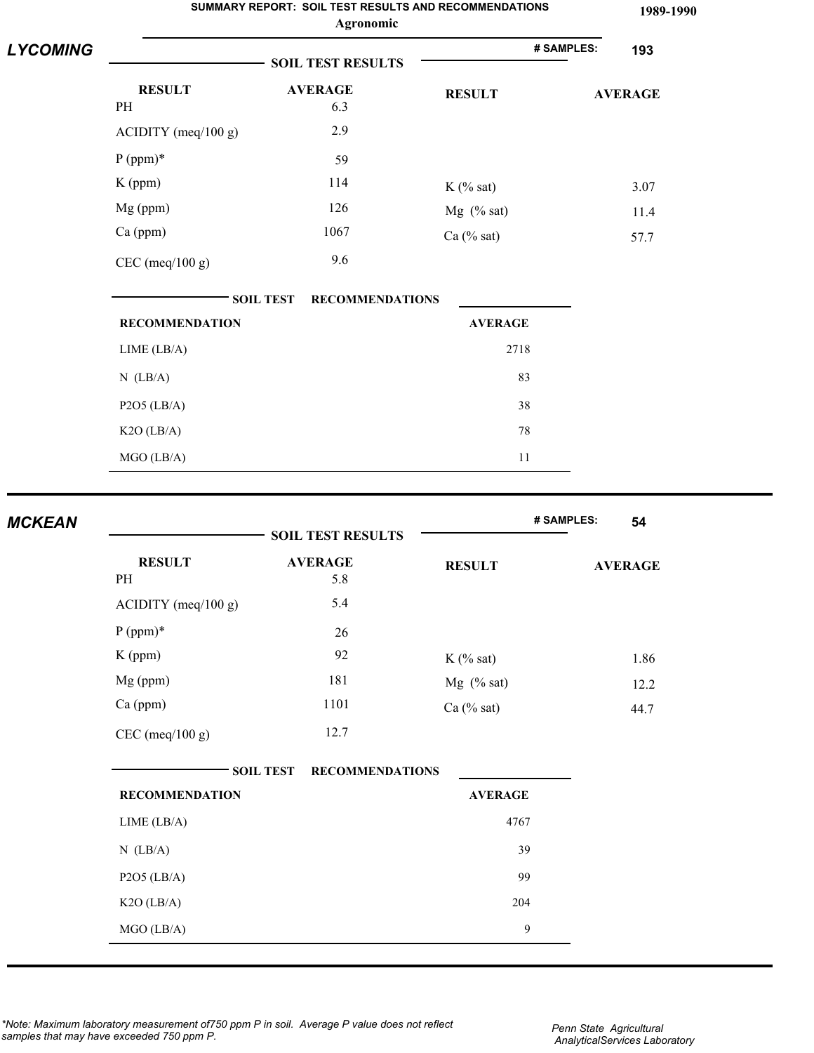# SUMMARY REPORT: SOIL TEST RESULTS AND RECOMMENDATIONS

**Agronomic**

**1989-1990**

## LYCOMING

**# SAMPLES: 193**

### SOIL TEST RESULTS

| RESULT | AVERAGE | RESULT | AVERAGE |
|---|---|---|---|
| PH | 6.3 | | |
| ACIDITY (meq/100 g) | 2.9 | | |
| P (ppm)* | 59 | | |
| K (ppm) | 114 | K (% sat) | 3.07 |
| Mg (ppm) | 126 | Mg (% sat) | 11.4 |
| Ca (ppm) | 1067 | Ca (% sat) | 57.7 |
| CEC (meq/100 g) | 9.6 | | |

### SOIL TEST RECOMMENDATIONS

| RECOMMENDATION | AVERAGE |
|---|---|
| LIME (LB/A) | 2718 |
| N (LB/A) | 83 |
| P2O5 (LB/A) | 38 |
| K2O (LB/A) | 78 |
| MGO (LB/A) | 11 |

## MCKEAN

**# SAMPLES: 54**

### SOIL TEST RESULTS

| RESULT | AVERAGE | RESULT | AVERAGE |
|---|---|---|---|
| PH | 5.8 | | |
| ACIDITY (meq/100 g) | 5.4 | | |
| P (ppm)* | 26 | | |
| K (ppm) | 92 | K (% sat) | 1.86 |
| Mg (ppm) | 181 | Mg (% sat) | 12.2 |
| Ca (ppm) | 1101 | Ca (% sat) | 44.7 |
| CEC (meq/100 g) | 12.7 | | |

### SOIL TEST RECOMMENDATIONS

| RECOMMENDATION | AVERAGE |
|---|---|
| LIME (LB/A) | 4767 |
| N (LB/A) | 39 |
| P2O5 (LB/A) | 99 |
| K2O (LB/A) | 204 |
| MGO (LB/A) | 9 |

*\*Note: Maximum laboratory measurement of750 ppm P in soil. Average P value does not reflect samples that may have exceeded 750 ppm P.*

*Penn State Agricultural AnalyticalServices Laboratory*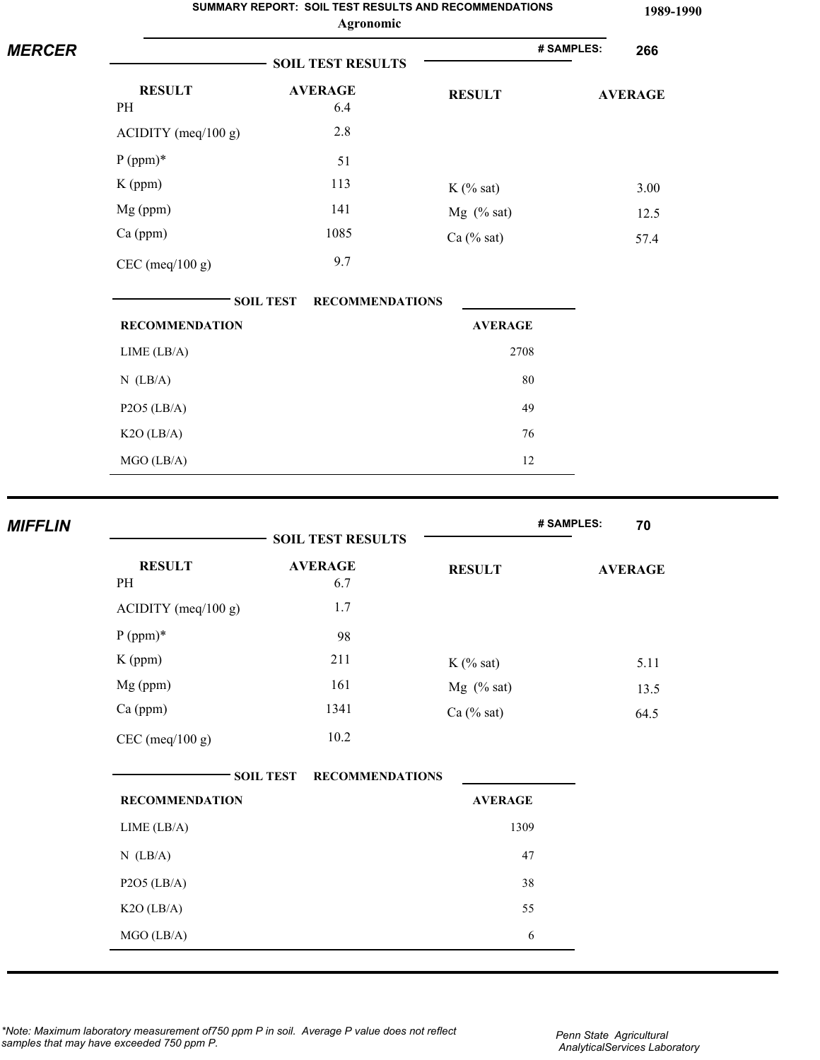**SUMMARY REPORT: SOIL TEST RESULTS AND RECOMMENDATIONS**
**Agronomic**

**1989-1990**

## MERCER

**# SAMPLES: 266**

### SOIL TEST RESULTS

| RESULT | AVERAGE | RESULT | AVERAGE |
|---|---|---|---|
| PH | 6.4 | | |
| ACIDITY (meq/100 g) | 2.8 | | |
| P (ppm)* | 51 | | |
| K (ppm) | 113 | K (% sat) | 3.00 |
| Mg (ppm) | 141 | Mg (% sat) | 12.5 |
| Ca (ppm) | 1085 | Ca (% sat) | 57.4 |
| CEC (meq/100 g) | 9.7 | | |

### SOIL TEST RECOMMENDATIONS

| RECOMMENDATION | AVERAGE |
|---|---|
| LIME (LB/A) | 2708 |
| N (LB/A) | 80 |
| P2O5 (LB/A) | 49 |
| K2O (LB/A) | 76 |
| MGO (LB/A) | 12 |

## MIFFLIN

**# SAMPLES: 70**

### SOIL TEST RESULTS

| RESULT | AVERAGE | RESULT | AVERAGE |
|---|---|---|---|
| PH | 6.7 | | |
| ACIDITY (meq/100 g) | 1.7 | | |
| P (ppm)* | 98 | | |
| K (ppm) | 211 | K (% sat) | 5.11 |
| Mg (ppm) | 161 | Mg (% sat) | 13.5 |
| Ca (ppm) | 1341 | Ca (% sat) | 64.5 |
| CEC (meq/100 g) | 10.2 | | |

### SOIL TEST RECOMMENDATIONS

| RECOMMENDATION | AVERAGE |
|---|---|
| LIME (LB/A) | 1309 |
| N (LB/A) | 47 |
| P2O5 (LB/A) | 38 |
| K2O (LB/A) | 55 |
| MGO (LB/A) | 6 |

*\*Note: Maximum laboratory measurement of750 ppm P in soil. Average P value does not reflect samples that may have exceeded 750 ppm P.*

*Penn State Agricultural AnalyticalServices Laboratory*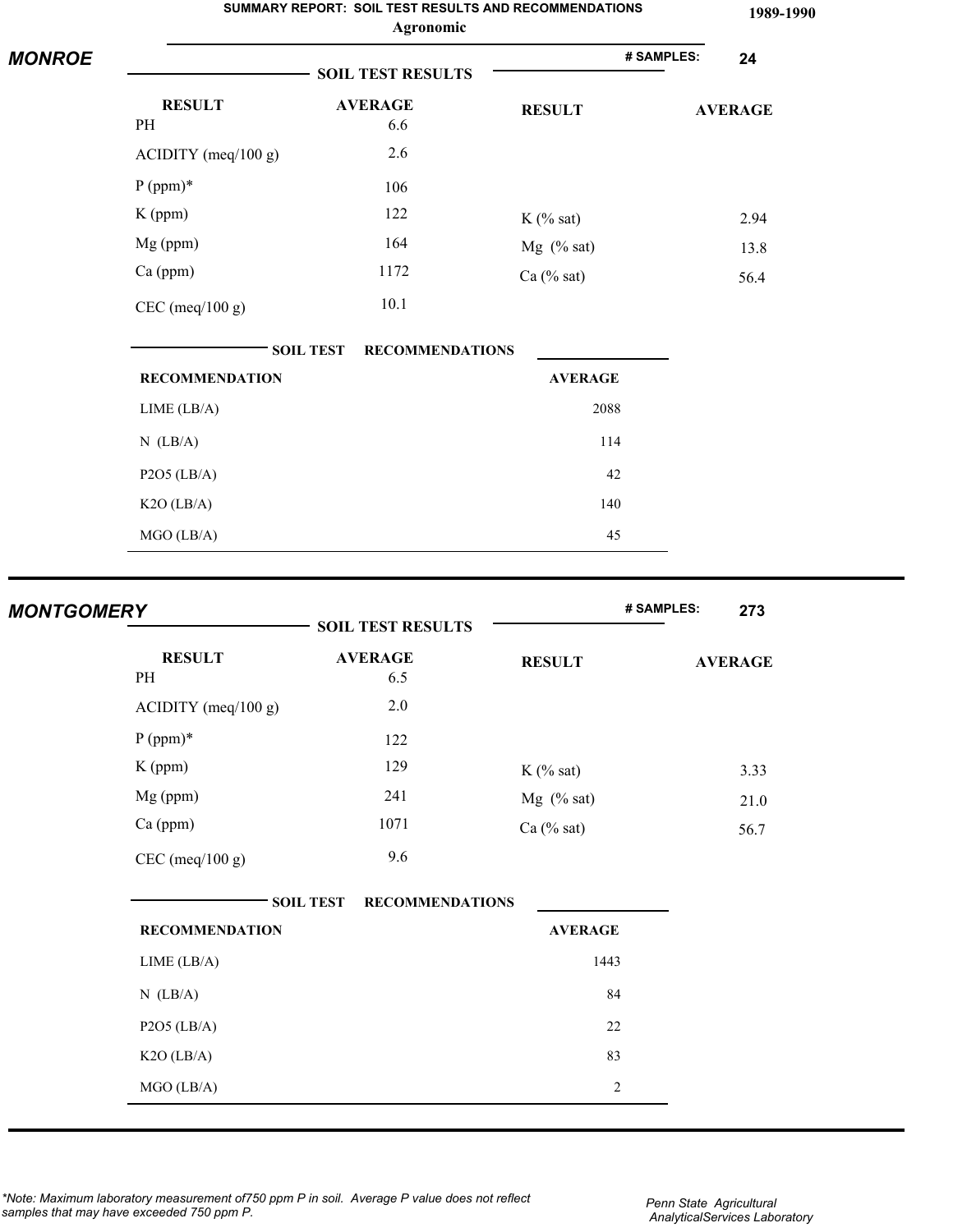# SUMMARY REPORT: SOIL TEST RESULTS AND RECOMMENDATIONS

**Agronomic**

**1989-1990**

## MONROE

**# SAMPLES: 24**

### SOIL TEST RESULTS

| RESULT | AVERAGE | RESULT | AVERAGE |
|---|---|---|---|
| PH | 6.6 | | |
| ACIDITY (meq/100 g) | 2.6 | | |
| P (ppm)* | 106 | | |
| K (ppm) | 122 | K (% sat) | 2.94 |
| Mg (ppm) | 164 | Mg (% sat) | 13.8 |
| Ca (ppm) | 1172 | Ca (% sat) | 56.4 |
| CEC (meq/100 g) | 10.1 | | |

### SOIL TEST RECOMMENDATIONS

| RECOMMENDATION | AVERAGE |
|---|---|
| LIME (LB/A) | 2088 |
| N (LB/A) | 114 |
| P2O5 (LB/A) | 42 |
| K2O (LB/A) | 140 |
| MGO (LB/A) | 45 |

## MONTGOMERY

**# SAMPLES: 273**

### SOIL TEST RESULTS

| RESULT | AVERAGE | RESULT | AVERAGE |
|---|---|---|---|
| PH | 6.5 | | |
| ACIDITY (meq/100 g) | 2.0 | | |
| P (ppm)* | 122 | | |
| K (ppm) | 129 | K (% sat) | 3.33 |
| Mg (ppm) | 241 | Mg (% sat) | 21.0 |
| Ca (ppm) | 1071 | Ca (% sat) | 56.7 |
| CEC (meq/100 g) | 9.6 | | |

### SOIL TEST RECOMMENDATIONS

| RECOMMENDATION | AVERAGE |
|---|---|
| LIME (LB/A) | 1443 |
| N (LB/A) | 84 |
| P2O5 (LB/A) | 22 |
| K2O (LB/A) | 83 |
| MGO (LB/A) | 2 |

*Note: Maximum laboratory measurement of750 ppm P in soil. Average P value does not reflect samples that may have exceeded 750 ppm P.*

Penn State Agricultural AnalyticalServices Laboratory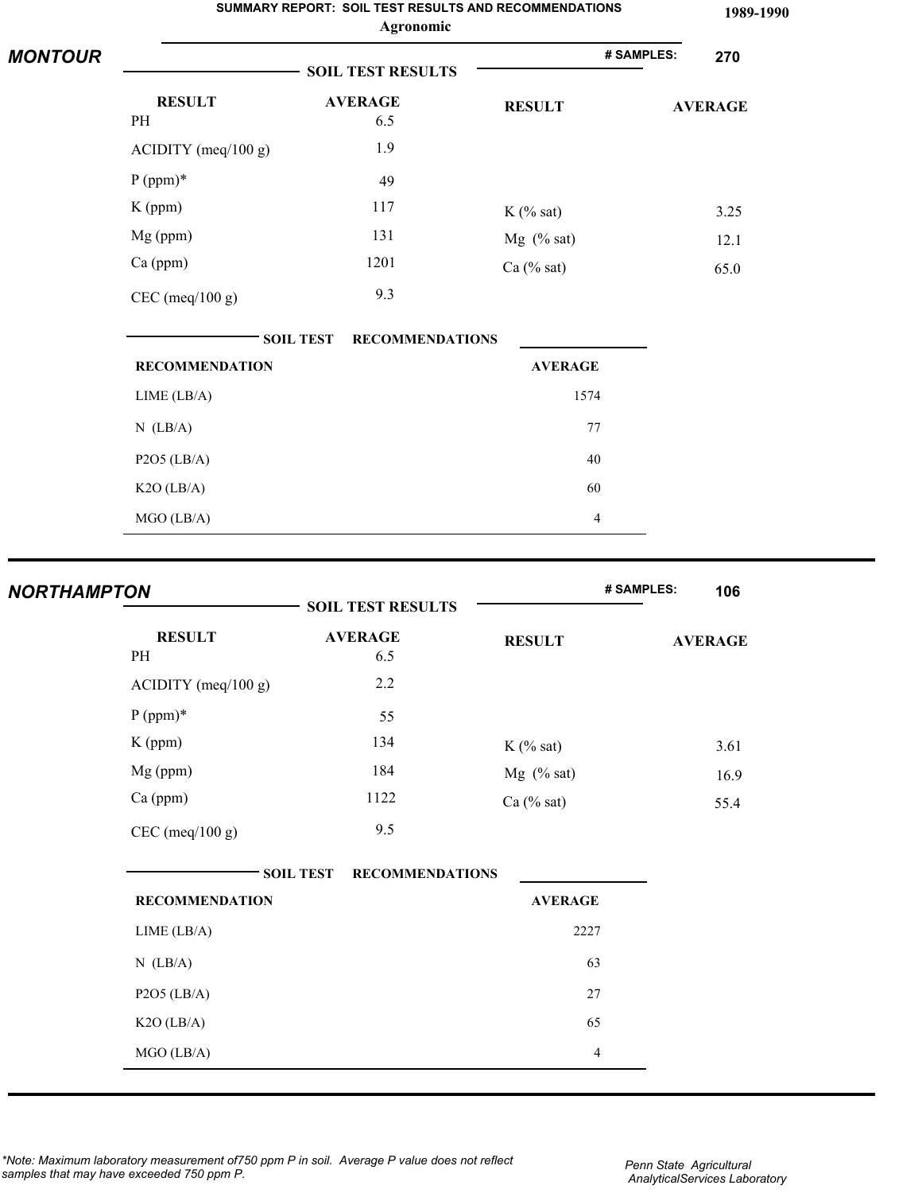**SUMMARY REPORT: SOIL TEST RESULTS AND RECOMMENDATIONS** **1989-1990**

**Agronomic**

## MONTOUR

**# SAMPLES: 270**

### SOIL TEST RESULTS

| RESULT | AVERAGE | RESULT | AVERAGE |
|---|---|---|---|
| PH | 6.5 | | |
| ACIDITY (meq/100 g) | 1.9 | | |
| P (ppm)* | 49 | | |
| K (ppm) | 117 | K (% sat) | 3.25 |
| Mg (ppm) | 131 | Mg (% sat) | 12.1 |
| Ca (ppm) | 1201 | Ca (% sat) | 65.0 |
| CEC (meq/100 g) | 9.3 | | |

### SOIL TEST RECOMMENDATIONS

| RECOMMENDATION | AVERAGE |
|---|---|
| LIME (LB/A) | 1574 |
| N (LB/A) | 77 |
| P2O5 (LB/A) | 40 |
| K2O (LB/A) | 60 |
| MGO (LB/A) | 4 |

## NORTHAMPTON

**# SAMPLES: 106**

### SOIL TEST RESULTS

| RESULT | AVERAGE | RESULT | AVERAGE |
|---|---|---|---|
| PH | 6.5 | | |
| ACIDITY (meq/100 g) | 2.2 | | |
| P (ppm)* | 55 | | |
| K (ppm) | 134 | K (% sat) | 3.61 |
| Mg (ppm) | 184 | Mg (% sat) | 16.9 |
| Ca (ppm) | 1122 | Ca (% sat) | 55.4 |
| CEC (meq/100 g) | 9.5 | | |

### SOIL TEST RECOMMENDATIONS

| RECOMMENDATION | AVERAGE |
|---|---|
| LIME (LB/A) | 2227 |
| N (LB/A) | 63 |
| P2O5 (LB/A) | 27 |
| K2O (LB/A) | 65 |
| MGO (LB/A) | 4 |

*\*Note: Maximum laboratory measurement of750 ppm P in soil. Average P value does not reflect samples that may have exceeded 750 ppm P.*

*Penn State Agricultural AnalyticalServices Laboratory*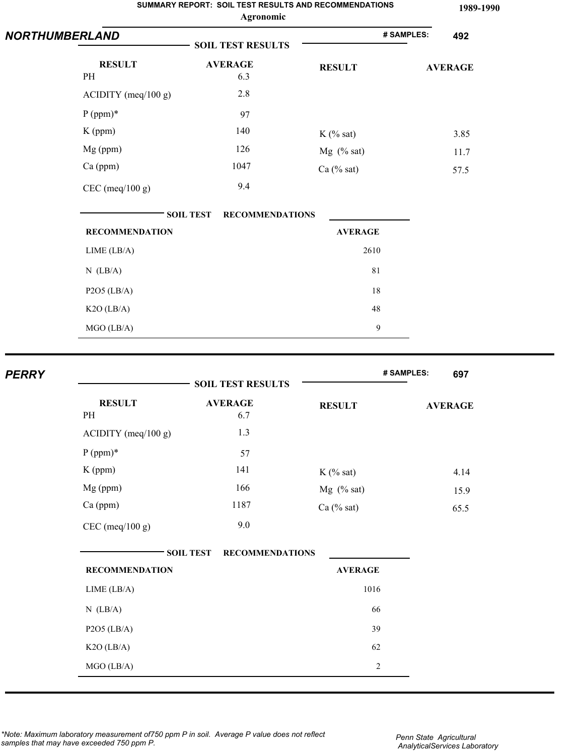# SUMMARY REPORT: SOIL TEST RESULTS AND RECOMMENDATIONS

**Agronomic**

**1989-1990**

## NORTHUMBERLAND

**# SAMPLES: 492**

### SOIL TEST RESULTS

| RESULT | AVERAGE | RESULT | AVERAGE |
|---|---|---|---|
| PH | 6.3 | | |
| ACIDITY (meq/100 g) | 2.8 | | |
| P (ppm)* | 97 | | |
| K (ppm) | 140 | K (% sat) | 3.85 |
| Mg (ppm) | 126 | Mg (% sat) | 11.7 |
| Ca (ppm) | 1047 | Ca (% sat) | 57.5 |
| CEC (meq/100 g) | 9.4 | | |

### SOIL TEST RECOMMENDATIONS

| RECOMMENDATION | AVERAGE |
|---|---|
| LIME (LB/A) | 2610 |
| N (LB/A) | 81 |
| P2O5 (LB/A) | 18 |
| K2O (LB/A) | 48 |
| MGO (LB/A) | 9 |

## PERRY

**# SAMPLES: 697**

### SOIL TEST RESULTS

| RESULT | AVERAGE | RESULT | AVERAGE |
|---|---|---|---|
| PH | 6.7 | | |
| ACIDITY (meq/100 g) | 1.3 | | |
| P (ppm)* | 57 | | |
| K (ppm) | 141 | K (% sat) | 4.14 |
| Mg (ppm) | 166 | Mg (% sat) | 15.9 |
| Ca (ppm) | 1187 | Ca (% sat) | 65.5 |
| CEC (meq/100 g) | 9.0 | | |

### SOIL TEST RECOMMENDATIONS

| RECOMMENDATION | AVERAGE |
|---|---|
| LIME (LB/A) | 1016 |
| N (LB/A) | 66 |
| P2O5 (LB/A) | 39 |
| K2O (LB/A) | 62 |
| MGO (LB/A) | 2 |

*\*Note: Maximum laboratory measurement of750 ppm P in soil. Average P value does not reflect samples that may have exceeded 750 ppm P.*

*Penn State Agricultural AnalyticalServices Laboratory*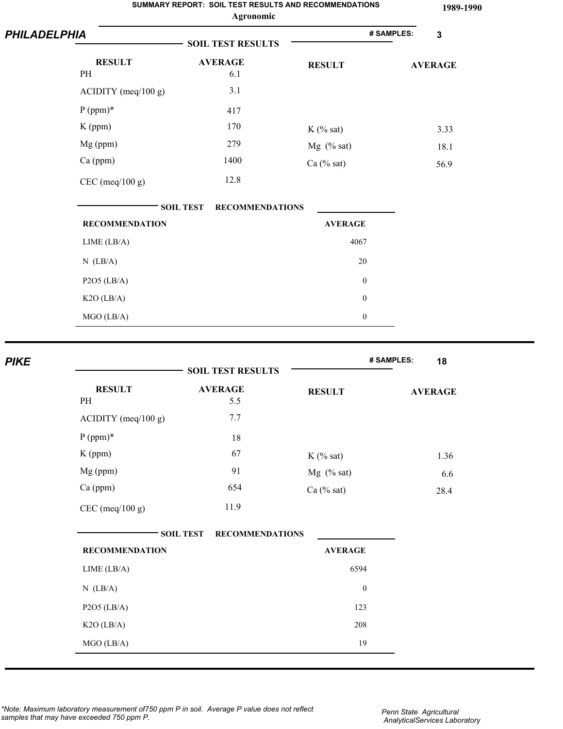# SUMMARY REPORT: SOIL TEST RESULTS AND RECOMMENDATIONS

**Agronomic**

**1989-1990**

## PHILADELPHIA

**# SAMPLES: 3**

### SOIL TEST RESULTS

| RESULT | AVERAGE | RESULT | AVERAGE |
|---|---|---|---|
| PH | 6.1 | | |
| ACIDITY (meq/100 g) | 3.1 | | |
| P (ppm)* | 417 | | |
| K (ppm) | 170 | K (% sat) | 3.33 |
| Mg (ppm) | 279 | Mg (% sat) | 18.1 |
| Ca (ppm) | 1400 | Ca (% sat) | 56.9 |
| CEC (meq/100 g) | 12.8 | | |

### SOIL TEST RECOMMENDATIONS

| RECOMMENDATION | AVERAGE |
|---|---|
| LIME (LB/A) | 4067 |
| N (LB/A) | 20 |
| P2O5 (LB/A) | 0 |
| K2O (LB/A) | 0 |
| MGO (LB/A) | 0 |

## PIKE

**# SAMPLES: 18**

### SOIL TEST RESULTS

| RESULT | AVERAGE | RESULT | AVERAGE |
|---|---|---|---|
| PH | 5.5 | | |
| ACIDITY (meq/100 g) | 7.7 | | |
| P (ppm)* | 18 | | |
| K (ppm) | 67 | K (% sat) | 1.36 |
| Mg (ppm) | 91 | Mg (% sat) | 6.6 |
| Ca (ppm) | 654 | Ca (% sat) | 28.4 |
| CEC (meq/100 g) | 11.9 | | |

### SOIL TEST RECOMMENDATIONS

| RECOMMENDATION | AVERAGE |
|---|---|
| LIME (LB/A) | 6594 |
| N (LB/A) | 0 |
| P2O5 (LB/A) | 123 |
| K2O (LB/A) | 208 |
| MGO (LB/A) | 19 |

*\*Note: Maximum laboratory measurement of750 ppm P in soil. Average P value does not reflect samples that may have exceeded 750 ppm P.*

*Penn State Agricultural AnalyticalServices Laboratory*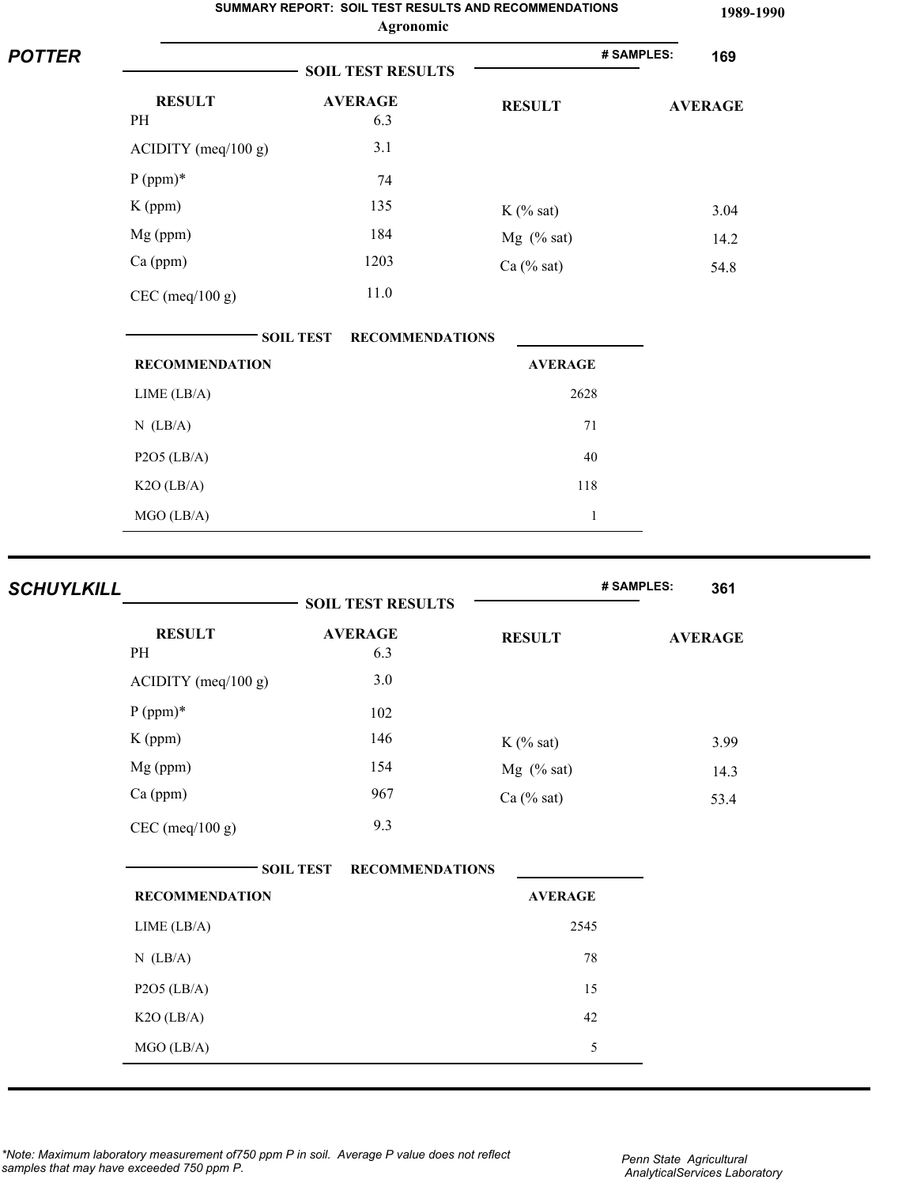# SUMMARY REPORT: SOIL TEST RESULTS AND RECOMMENDATIONS

**Agronomic**

**1989-1990**

## POTTER

**# SAMPLES: 169**

### SOIL TEST RESULTS

| RESULT | AVERAGE | RESULT | AVERAGE |
|---|---|---|---|
| PH | 6.3 | | |
| ACIDITY (meq/100 g) | 3.1 | | |
| P (ppm)* | 74 | | |
| K (ppm) | 135 | K (% sat) | 3.04 |
| Mg (ppm) | 184 | Mg (% sat) | 14.2 |
| Ca (ppm) | 1203 | Ca (% sat) | 54.8 |
| CEC (meq/100 g) | 11.0 | | |

### SOIL TEST RECOMMENDATIONS

| RECOMMENDATION | AVERAGE |
|---|---|
| LIME (LB/A) | 2628 |
| N (LB/A) | 71 |
| P2O5 (LB/A) | 40 |
| K2O (LB/A) | 118 |
| MGO (LB/A) | 1 |

## SCHUYLKILL

**# SAMPLES: 361**

### SOIL TEST RESULTS

| RESULT | AVERAGE | RESULT | AVERAGE |
|---|---|---|---|
| PH | 6.3 | | |
| ACIDITY (meq/100 g) | 3.0 | | |
| P (ppm)* | 102 | | |
| K (ppm) | 146 | K (% sat) | 3.99 |
| Mg (ppm) | 154 | Mg (% sat) | 14.3 |
| Ca (ppm) | 967 | Ca (% sat) | 53.4 |
| CEC (meq/100 g) | 9.3 | | |

### SOIL TEST RECOMMENDATIONS

| RECOMMENDATION | AVERAGE |
|---|---|
| LIME (LB/A) | 2545 |
| N (LB/A) | 78 |
| P2O5 (LB/A) | 15 |
| K2O (LB/A) | 42 |
| MGO (LB/A) | 5 |

*\*Note: Maximum laboratory measurement of750 ppm P in soil. Average P value does not reflect samples that may have exceeded 750 ppm P.*

*Penn State Agricultural AnalyticalServices Laboratory*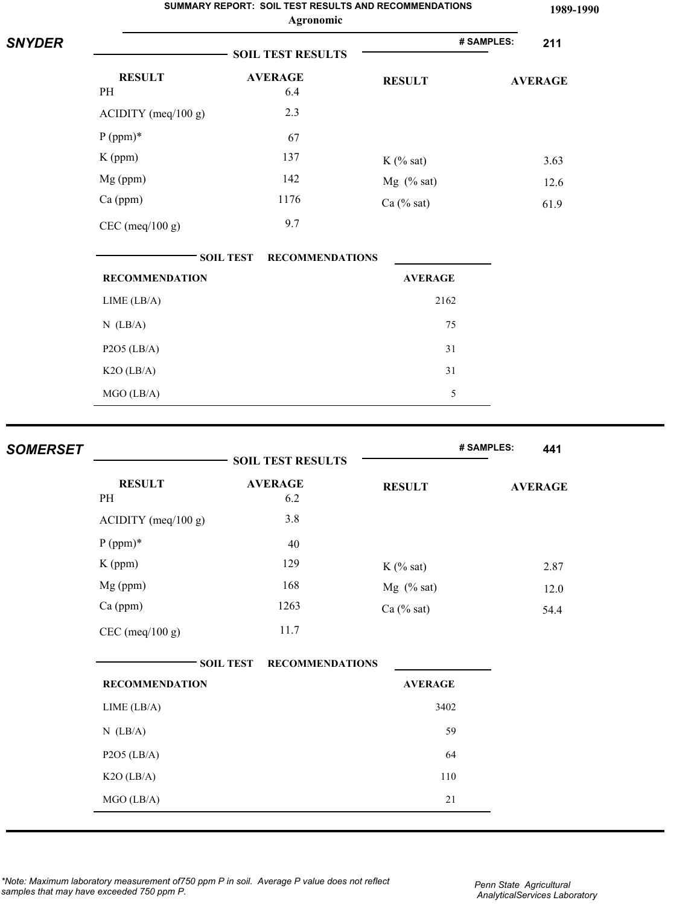**SUMMARY REPORT: SOIL TEST RESULTS AND RECOMMENDATIONS** **1989-1990**

**Agronomic**

## SNYDER

**# SAMPLES: 211**

### SOIL TEST RESULTS

| RESULT | AVERAGE | RESULT | AVERAGE |
|---|---|---|---|
| PH | 6.4 | | |
| ACIDITY (meq/100 g) | 2.3 | | |
| P (ppm)* | 67 | | |
| K (ppm) | 137 | K (% sat) | 3.63 |
| Mg (ppm) | 142 | Mg (% sat) | 12.6 |
| Ca (ppm) | 1176 | Ca (% sat) | 61.9 |
| CEC (meq/100 g) | 9.7 | | |

### SOIL TEST RECOMMENDATIONS

| RECOMMENDATION | AVERAGE |
|---|---|
| LIME (LB/A) | 2162 |
| N (LB/A) | 75 |
| P2O5 (LB/A) | 31 |
| K2O (LB/A) | 31 |
| MGO (LB/A) | 5 |

## SOMERSET

**# SAMPLES: 441**

### SOIL TEST RESULTS

| RESULT | AVERAGE | RESULT | AVERAGE |
|---|---|---|---|
| PH | 6.2 | | |
| ACIDITY (meq/100 g) | 3.8 | | |
| P (ppm)* | 40 | | |
| K (ppm) | 129 | K (% sat) | 2.87 |
| Mg (ppm) | 168 | Mg (% sat) | 12.0 |
| Ca (ppm) | 1263 | Ca (% sat) | 54.4 |
| CEC (meq/100 g) | 11.7 | | |

### SOIL TEST RECOMMENDATIONS

| RECOMMENDATION | AVERAGE |
|---|---|
| LIME (LB/A) | 3402 |
| N (LB/A) | 59 |
| P2O5 (LB/A) | 64 |
| K2O (LB/A) | 110 |
| MGO (LB/A) | 21 |

*\*Note: Maximum laboratory measurement of750 ppm P in soil. Average P value does not reflect samples that may have exceeded 750 ppm P.*

*Penn State Agricultural AnalyticalServices Laboratory*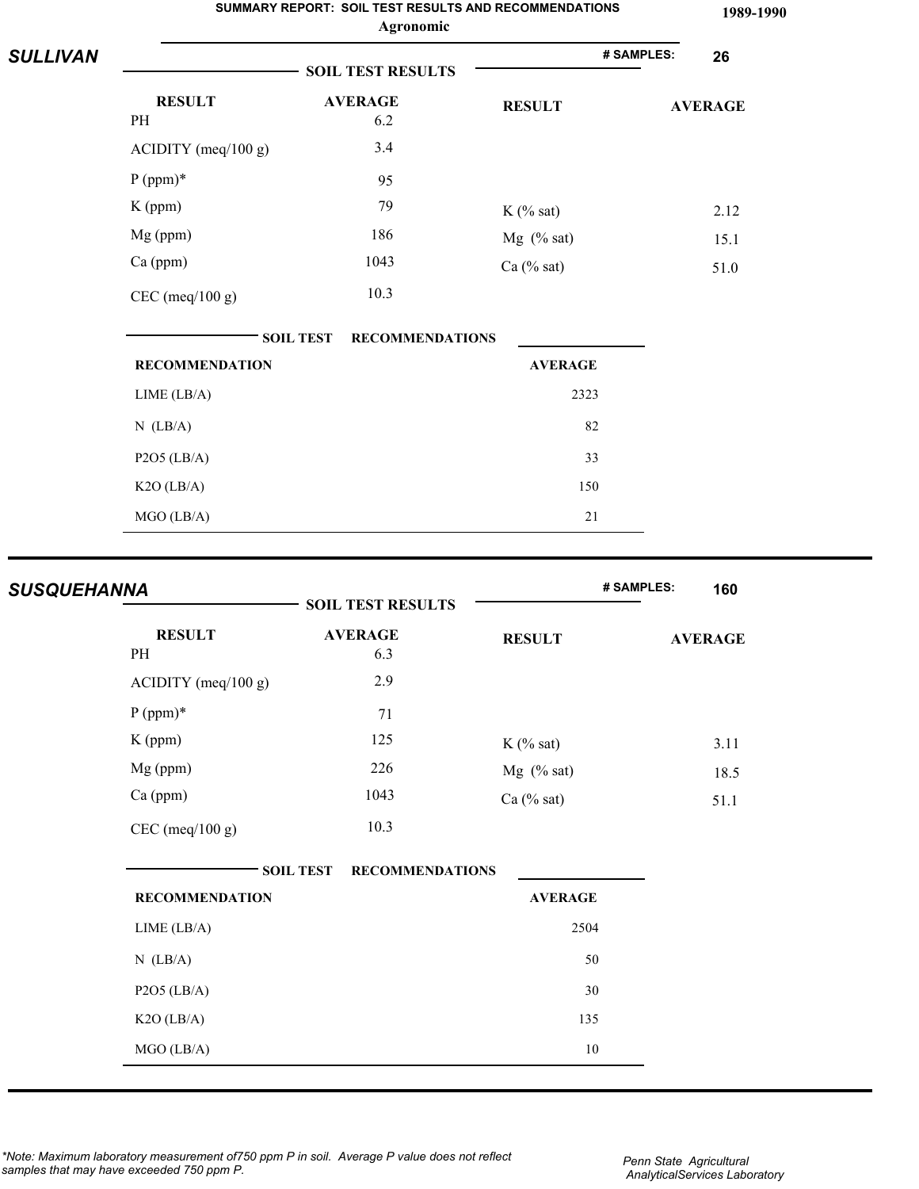SUMMARY REPORT: SOIL TEST RESULTS AND RECOMMENDATIONS

**Agronomic**

1989-1990

## SULLIVAN

**# SAMPLES: 26**

### SOIL TEST RESULTS

| RESULT | AVERAGE | RESULT | AVERAGE |
|---|---|---|---|
| PH | 6.2 | | |
| ACIDITY (meq/100 g) | 3.4 | | |
| P (ppm)* | 95 | | |
| K (ppm) | 79 | K (% sat) | 2.12 |
| Mg (ppm) | 186 | Mg (% sat) | 15.1 |
| Ca (ppm) | 1043 | Ca (% sat) | 51.0 |
| CEC (meq/100 g) | 10.3 | | |

### SOIL TEST RECOMMENDATIONS

| RECOMMENDATION | AVERAGE |
|---|---|
| LIME (LB/A) | 2323 |
| N (LB/A) | 82 |
| P2O5 (LB/A) | 33 |
| K2O (LB/A) | 150 |
| MGO (LB/A) | 21 |

## SUSQUEHANNA

**# SAMPLES: 160**

### SOIL TEST RESULTS

| RESULT | AVERAGE | RESULT | AVERAGE |
|---|---|---|---|
| PH | 6.3 | | |
| ACIDITY (meq/100 g) | 2.9 | | |
| P (ppm)* | 71 | | |
| K (ppm) | 125 | K (% sat) | 3.11 |
| Mg (ppm) | 226 | Mg (% sat) | 18.5 |
| Ca (ppm) | 1043 | Ca (% sat) | 51.1 |
| CEC (meq/100 g) | 10.3 | | |

### SOIL TEST RECOMMENDATIONS

| RECOMMENDATION | AVERAGE |
|---|---|
| LIME (LB/A) | 2504 |
| N (LB/A) | 50 |
| P2O5 (LB/A) | 30 |
| K2O (LB/A) | 135 |
| MGO (LB/A) | 10 |

*Note: Maximum laboratory measurement of750 ppm P in soil. Average P value does not reflect samples that may have exceeded 750 ppm P.*

*Penn State Agricultural AnalyticalServices Laboratory*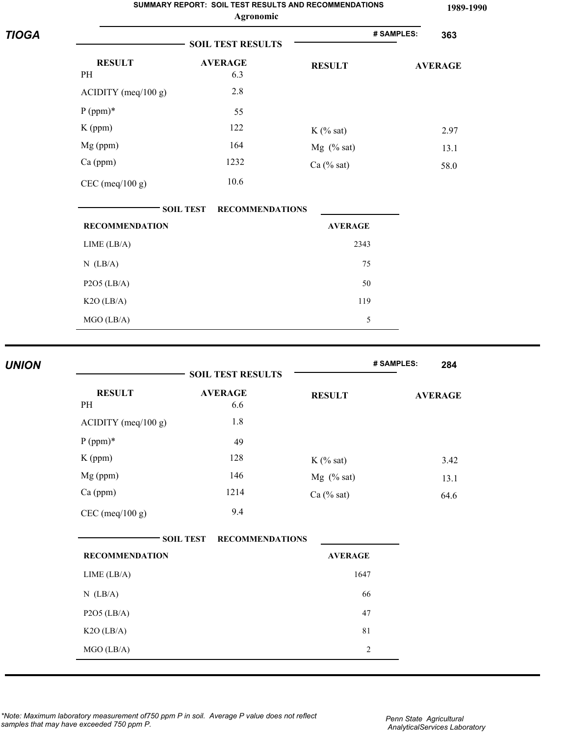**SUMMARY REPORT: SOIL TEST RESULTS AND RECOMMENDATIONS**
**Agronomic**

**1989-1990**

## TIOGA

**# SAMPLES: 363**

### SOIL TEST RESULTS

| RESULT | AVERAGE | RESULT | AVERAGE |
|---|---|---|---|
| PH | 6.3 | | |
| ACIDITY (meq/100 g) | 2.8 | | |
| P (ppm)* | 55 | | |
| K (ppm) | 122 | K (% sat) | 2.97 |
| Mg (ppm) | 164 | Mg (% sat) | 13.1 |
| Ca (ppm) | 1232 | Ca (% sat) | 58.0 |
| CEC (meq/100 g) | 10.6 | | |

### SOIL TEST RECOMMENDATIONS

| RECOMMENDATION | AVERAGE |
|---|---|
| LIME (LB/A) | 2343 |
| N (LB/A) | 75 |
| P2O5 (LB/A) | 50 |
| K2O (LB/A) | 119 |
| MGO (LB/A) | 5 |

## UNION

**# SAMPLES: 284**

### SOIL TEST RESULTS

| RESULT | AVERAGE | RESULT | AVERAGE |
|---|---|---|---|
| PH | 6.6 | | |
| ACIDITY (meq/100 g) | 1.8 | | |
| P (ppm)* | 49 | | |
| K (ppm) | 128 | K (% sat) | 3.42 |
| Mg (ppm) | 146 | Mg (% sat) | 13.1 |
| Ca (ppm) | 1214 | Ca (% sat) | 64.6 |
| CEC (meq/100 g) | 9.4 | | |

### SOIL TEST RECOMMENDATIONS

| RECOMMENDATION | AVERAGE |
|---|---|
| LIME (LB/A) | 1647 |
| N (LB/A) | 66 |
| P2O5 (LB/A) | 47 |
| K2O (LB/A) | 81 |
| MGO (LB/A) | 2 |

*\*Note: Maximum laboratory measurement of750 ppm P in soil. Average P value does not reflect samples that may have exceeded 750 ppm P.*

*Penn State Agricultural AnalyticalServices Laboratory*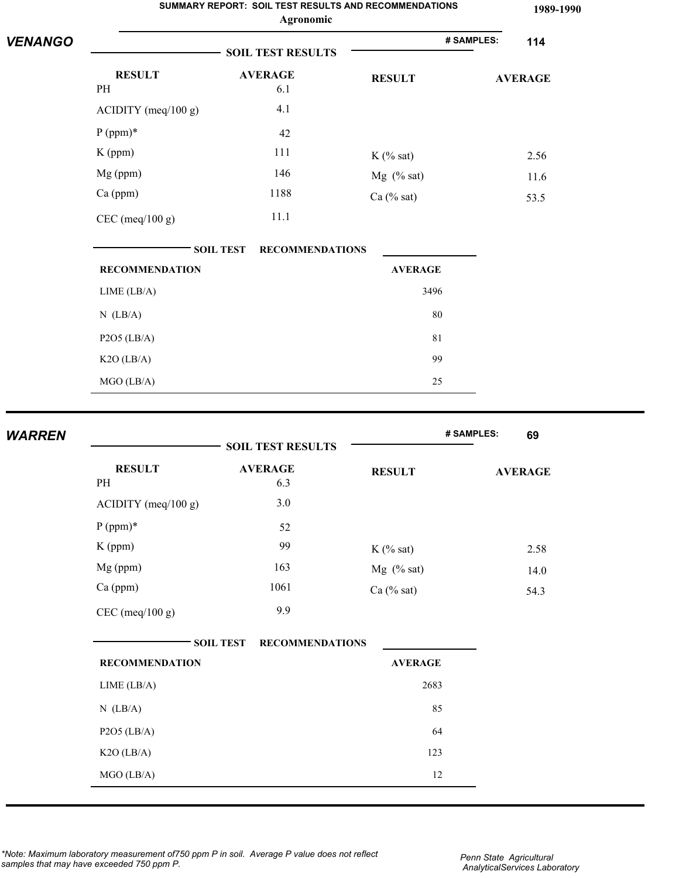**SUMMARY REPORT: SOIL TEST RESULTS AND RECOMMENDATIONS**
**Agronomic**

**1989-1990**

## VENANGO

**# SAMPLES: 114**

### SOIL TEST RESULTS

| RESULT | AVERAGE | RESULT | AVERAGE |
|---|---|---|---|
| PH | 6.1 | | |
| ACIDITY (meq/100 g) | 4.1 | | |
| P (ppm)* | 42 | | |
| K (ppm) | 111 | K (% sat) | 2.56 |
| Mg (ppm) | 146 | Mg (% sat) | 11.6 |
| Ca (ppm) | 1188 | Ca (% sat) | 53.5 |
| CEC (meq/100 g) | 11.1 | | |

### SOIL TEST RECOMMENDATIONS

| RECOMMENDATION | AVERAGE |
|---|---|
| LIME (LB/A) | 3496 |
| N (LB/A) | 80 |
| P2O5 (LB/A) | 81 |
| K2O (LB/A) | 99 |
| MGO (LB/A) | 25 |

## WARREN

**# SAMPLES: 69**

### SOIL TEST RESULTS

| RESULT | AVERAGE | RESULT | AVERAGE |
|---|---|---|---|
| PH | 6.3 | | |
| ACIDITY (meq/100 g) | 3.0 | | |
| P (ppm)* | 52 | | |
| K (ppm) | 99 | K (% sat) | 2.58 |
| Mg (ppm) | 163 | Mg (% sat) | 14.0 |
| Ca (ppm) | 1061 | Ca (% sat) | 54.3 |
| CEC (meq/100 g) | 9.9 | | |

### SOIL TEST RECOMMENDATIONS

| RECOMMENDATION | AVERAGE |
|---|---|
| LIME (LB/A) | 2683 |
| N (LB/A) | 85 |
| P2O5 (LB/A) | 64 |
| K2O (LB/A) | 123 |
| MGO (LB/A) | 12 |

*\*Note: Maximum laboratory measurement of750 ppm P in soil. Average P value does not reflect samples that may have exceeded 750 ppm P.*

Penn State Agricultural AnalyticalServices Laboratory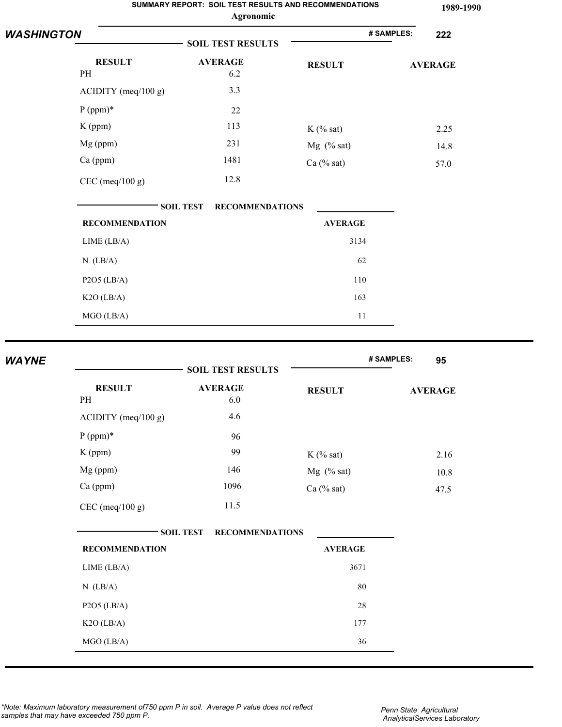# SUMMARY REPORT: SOIL TEST RESULTS AND RECOMMENDATIONS

**Agronomic**

**1989-1990**

## WASHINGTON

**# SAMPLES: 222**

### SOIL TEST RESULTS

| RESULT | AVERAGE | RESULT | AVERAGE |
|---|---|---|---|
| PH | 6.2 | | |
| ACIDITY (meq/100 g) | 3.3 | | |
| P (ppm)* | 22 | | |
| K (ppm) | 113 | K (% sat) | 2.25 |
| Mg (ppm) | 231 | Mg (% sat) | 14.8 |
| Ca (ppm) | 1481 | Ca (% sat) | 57.0 |
| CEC (meq/100 g) | 12.8 | | |

### SOIL TEST RECOMMENDATIONS

| RECOMMENDATION | AVERAGE |
|---|---|
| LIME (LB/A) | 3134 |
| N (LB/A) | 62 |
| P2O5 (LB/A) | 110 |
| K2O (LB/A) | 163 |
| MGO (LB/A) | 11 |

## WAYNE

**# SAMPLES: 95**

### SOIL TEST RESULTS

| RESULT | AVERAGE | RESULT | AVERAGE |
|---|---|---|---|
| PH | 6.0 | | |
| ACIDITY (meq/100 g) | 4.6 | | |
| P (ppm)* | 96 | | |
| K (ppm) | 99 | K (% sat) | 2.16 |
| Mg (ppm) | 146 | Mg (% sat) | 10.8 |
| Ca (ppm) | 1096 | Ca (% sat) | 47.5 |
| CEC (meq/100 g) | 11.5 | | |

### SOIL TEST RECOMMENDATIONS

| RECOMMENDATION | AVERAGE |
|---|---|
| LIME (LB/A) | 3671 |
| N (LB/A) | 80 |
| P2O5 (LB/A) | 28 |
| K2O (LB/A) | 177 |
| MGO (LB/A) | 36 |

*\*Note: Maximum laboratory measurement of750 ppm P in soil. Average P value does not reflect samples that may have exceeded 750 ppm P.*

*Penn State Agricultural AnalyticalServices Laboratory*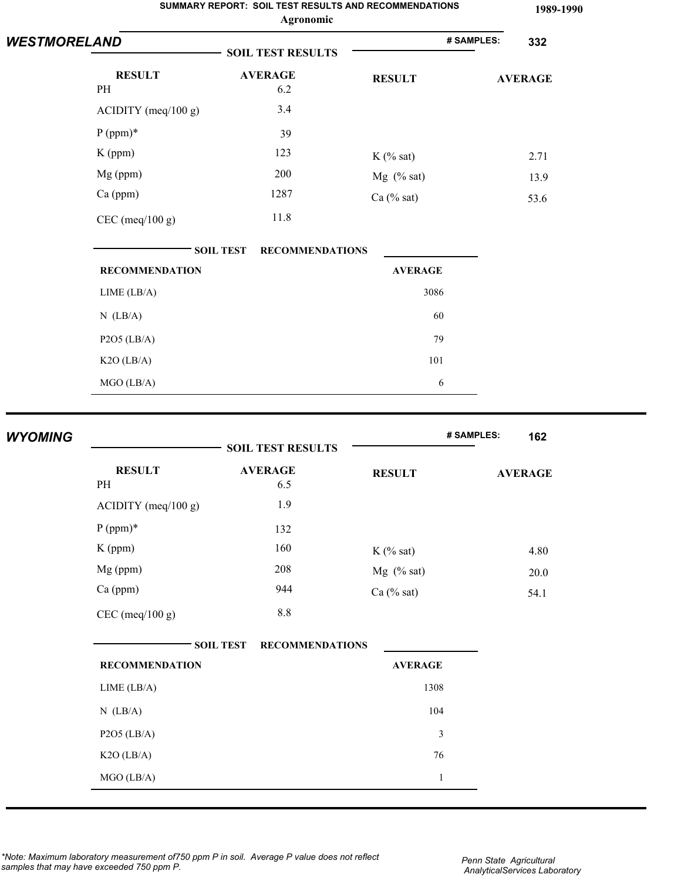**SUMMARY REPORT: SOIL TEST RESULTS AND RECOMMENDATIONS**

**Agronomic**

**1989-1990**

## WESTMORELAND

**# SAMPLES: 332**

### SOIL TEST RESULTS

| RESULT | AVERAGE | RESULT | AVERAGE |
|---|---|---|---|
| PH | 6.2 | | |
| ACIDITY (meq/100 g) | 3.4 | | |
| P (ppm)* | 39 | | |
| K (ppm) | 123 | K (% sat) | 2.71 |
| Mg (ppm) | 200 | Mg (% sat) | 13.9 |
| Ca (ppm) | 1287 | Ca (% sat) | 53.6 |
| CEC (meq/100 g) | 11.8 | | |

### SOIL TEST RECOMMENDATIONS

| RECOMMENDATION | AVERAGE |
|---|---|
| LIME (LB/A) | 3086 |
| N (LB/A) | 60 |
| P2O5 (LB/A) | 79 |
| K2O (LB/A) | 101 |
| MGO (LB/A) | 6 |

## WYOMING

**# SAMPLES: 162**

### SOIL TEST RESULTS

| RESULT | AVERAGE | RESULT | AVERAGE |
|---|---|---|---|
| PH | 6.5 | | |
| ACIDITY (meq/100 g) | 1.9 | | |
| P (ppm)* | 132 | | |
| K (ppm) | 160 | K (% sat) | 4.80 |
| Mg (ppm) | 208 | Mg (% sat) | 20.0 |
| Ca (ppm) | 944 | Ca (% sat) | 54.1 |
| CEC (meq/100 g) | 8.8 | | |

### SOIL TEST RECOMMENDATIONS

| RECOMMENDATION | AVERAGE |
|---|---|
| LIME (LB/A) | 1308 |
| N (LB/A) | 104 |
| P2O5 (LB/A) | 3 |
| K2O (LB/A) | 76 |
| MGO (LB/A) | 1 |

*\*Note: Maximum laboratory measurement of750 ppm P in soil. Average P value does not reflect samples that may have exceeded 750 ppm P.*

Penn State Agricultural AnalyticalServices Laboratory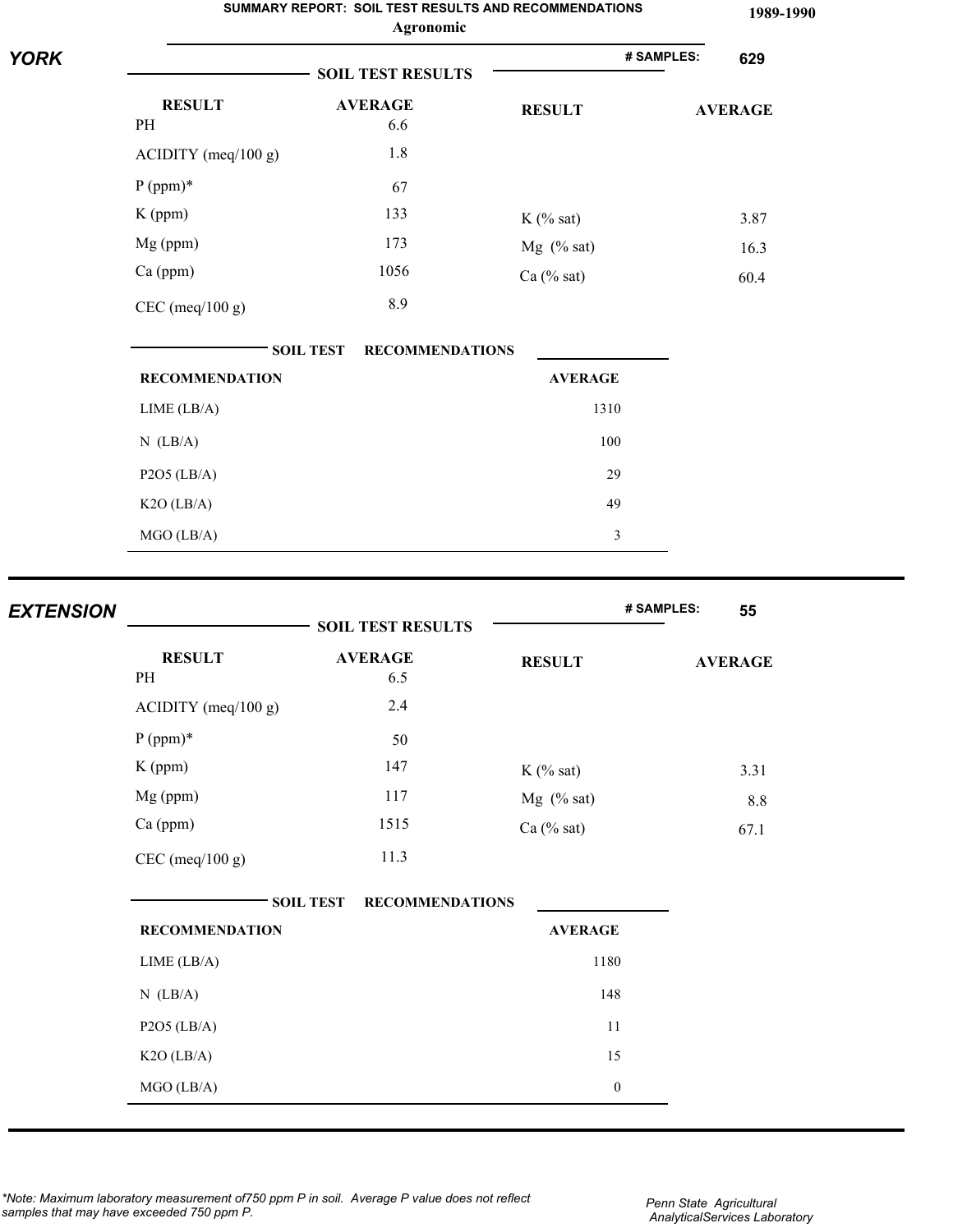**SUMMARY REPORT: SOIL TEST RESULTS AND RECOMMENDATIONS**

**Agronomic**

**1989-1990**

## YORK

**# SAMPLES: 629**

### SOIL TEST RESULTS

| RESULT | AVERAGE | RESULT | AVERAGE |
|---|---|---|---|
| PH | 6.6 | | |
| ACIDITY (meq/100 g) | 1.8 | | |
| P (ppm)* | 67 | | |
| K (ppm) | 133 | K (% sat) | 3.87 |
| Mg (ppm) | 173 | Mg (% sat) | 16.3 |
| Ca (ppm) | 1056 | Ca (% sat) | 60.4 |
| CEC (meq/100 g) | 8.9 | | |

### SOIL TEST RECOMMENDATIONS

| RECOMMENDATION | AVERAGE |
|---|---|
| LIME (LB/A) | 1310 |
| N (LB/A) | 100 |
| P2O5 (LB/A) | 29 |
| K2O (LB/A) | 49 |
| MGO (LB/A) | 3 |

## EXTENSION

**# SAMPLES: 55**

### SOIL TEST RESULTS

| RESULT | AVERAGE | RESULT | AVERAGE |
|---|---|---|---|
| PH | 6.5 | | |
| ACIDITY (meq/100 g) | 2.4 | | |
| P (ppm)* | 50 | | |
| K (ppm) | 147 | K (% sat) | 3.31 |
| Mg (ppm) | 117 | Mg (% sat) | 8.8 |
| Ca (ppm) | 1515 | Ca (% sat) | 67.1 |
| CEC (meq/100 g) | 11.3 | | |

### SOIL TEST RECOMMENDATIONS

| RECOMMENDATION | AVERAGE |
|---|---|
| LIME (LB/A) | 1180 |
| N (LB/A) | 148 |
| P2O5 (LB/A) | 11 |
| K2O (LB/A) | 15 |
| MGO (LB/A) | 0 |

*\*Note: Maximum laboratory measurement of750 ppm P in soil. Average P value does not reflect samples that may have exceeded 750 ppm P.*

*Penn State Agricultural AnalyticalServices Laboratory*